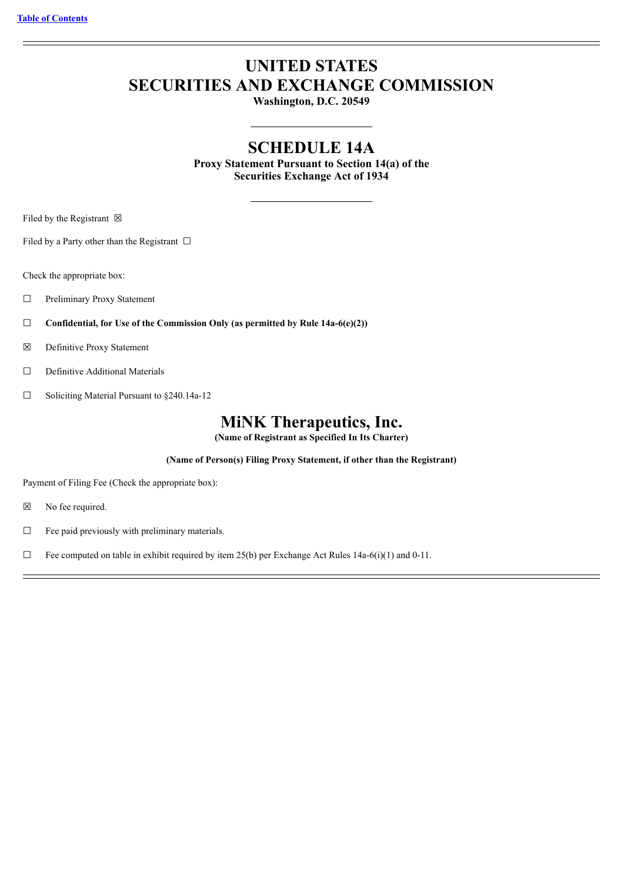[Table of Contents](#)

# UNITED STATES
# SECURITIES AND EXCHANGE COMMISSION
**Washington, D.C. 20549**

## SCHEDULE 14A
**Proxy Statement Pursuant to Section 14(a) of the Securities Exchange Act of 1934**

Filed by the Registrant ☒

Filed by a Party other than the Registrant ☐

Check the appropriate box:

☐ Preliminary Proxy Statement

☐ **Confidential, for Use of the Commission Only (as permitted by Rule 14a-6(e)(2))**

☒ Definitive Proxy Statement

☐ Definitive Additional Materials

☐ Soliciting Material Pursuant to §240.14a-12

## MiNK Therapeutics, Inc.
**(Name of Registrant as Specified In Its Charter)**

**(Name of Person(s) Filing Proxy Statement, if other than the Registrant)**

Payment of Filing Fee (Check the appropriate box):

☒ No fee required.

☐ Fee paid previously with preliminary materials.

☐ Fee computed on table in exhibit required by item 25(b) per Exchange Act Rules 14a-6(i)(1) and 0-11.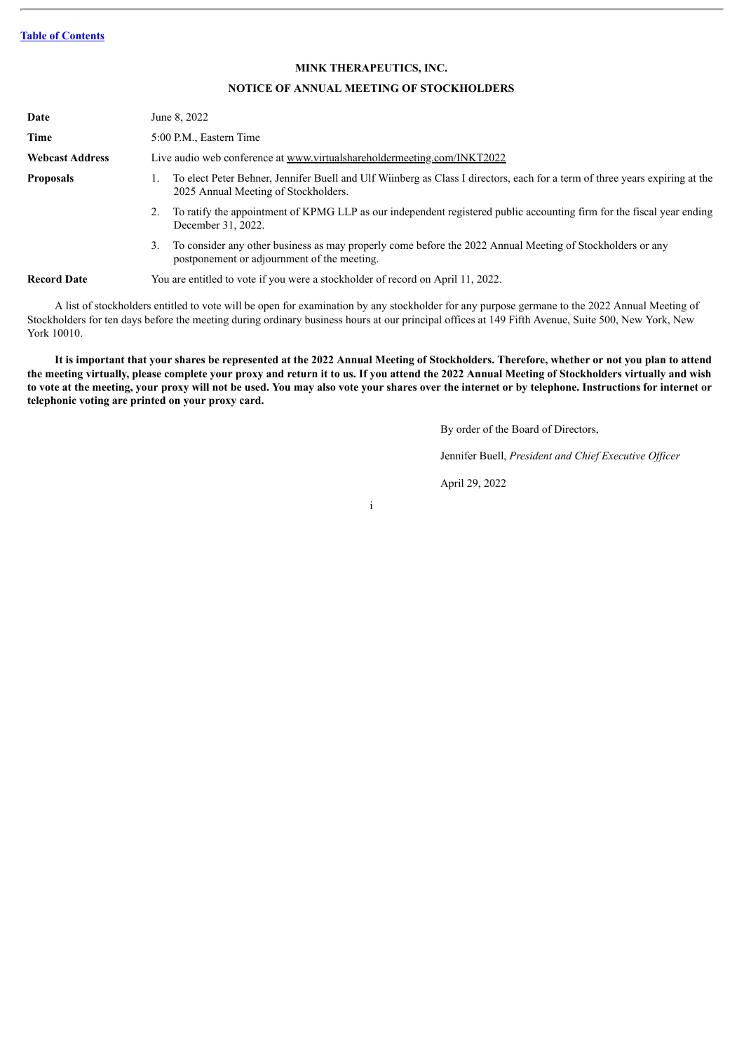Table of Contents

**MINK THERAPEUTICS, INC.**

**NOTICE OF ANNUAL MEETING OF STOCKHOLDERS**

| | |
|---|---|
| **Date** | June 8, 2022 |
| **Time** | 5:00 P.M., Eastern Time |
| **Webcast Address** | Live audio web conference at www.virtualshareholdermeeting.com/INKT2022 |
| **Proposals** | 1. To elect Peter Behner, Jennifer Buell and Ulf Wiinberg as Class I directors, each for a term of three years expiring at the 2025 Annual Meeting of Stockholders. |
| | 2. To ratify the appointment of KPMG LLP as our independent registered public accounting firm for the fiscal year ending December 31, 2022. |
| | 3. To consider any other business as may properly come before the 2022 Annual Meeting of Stockholders or any postponement or adjournment of the meeting. |
| **Record Date** | You are entitled to vote if you were a stockholder of record on April 11, 2022. |

A list of stockholders entitled to vote will be open for examination by any stockholder for any purpose germane to the 2022 Annual Meeting of Stockholders for ten days before the meeting during ordinary business hours at our principal offices at 149 Fifth Avenue, Suite 500, New York, New York 10010.

**It is important that your shares be represented at the 2022 Annual Meeting of Stockholders. Therefore, whether or not you plan to attend the meeting virtually, please complete your proxy and return it to us. If you attend the 2022 Annual Meeting of Stockholders virtually and wish to vote at the meeting, your proxy will not be used. You may also vote your shares over the internet or by telephone. Instructions for internet or telephonic voting are printed on your proxy card.**

By order of the Board of Directors,

Jennifer Buell, *President and Chief Executive Officer*

April 29, 2022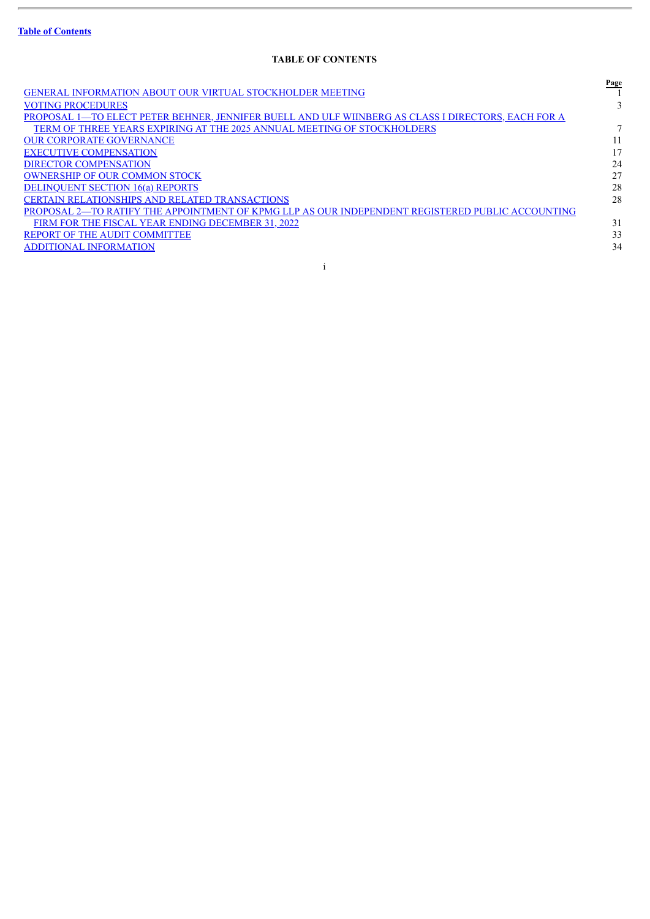Table of Contents

## TABLE OF CONTENTS

| | Page |
|---|---|
| GENERAL INFORMATION ABOUT OUR VIRTUAL STOCKHOLDER MEETING | 1 |
| VOTING PROCEDURES | 3 |
| PROPOSAL 1—TO ELECT PETER BEHNER, JENNIFER BUELL AND ULF WIINBERG AS CLASS I DIRECTORS, EACH FOR A TERM OF THREE YEARS EXPIRING AT THE 2025 ANNUAL MEETING OF STOCKHOLDERS | 7 |
| OUR CORPORATE GOVERNANCE | 11 |
| EXECUTIVE COMPENSATION | 17 |
| DIRECTOR COMPENSATION | 24 |
| OWNERSHIP OF OUR COMMON STOCK | 27 |
| DELINQUENT SECTION 16(a) REPORTS | 28 |
| CERTAIN RELATIONSHIPS AND RELATED TRANSACTIONS | 28 |
| PROPOSAL 2—TO RATIFY THE APPOINTMENT OF KPMG LLP AS OUR INDEPENDENT REGISTERED PUBLIC ACCOUNTING FIRM FOR THE FISCAL YEAR ENDING DECEMBER 31, 2022 | 31 |
| REPORT OF THE AUDIT COMMITTEE | 33 |
| ADDITIONAL INFORMATION | 34 |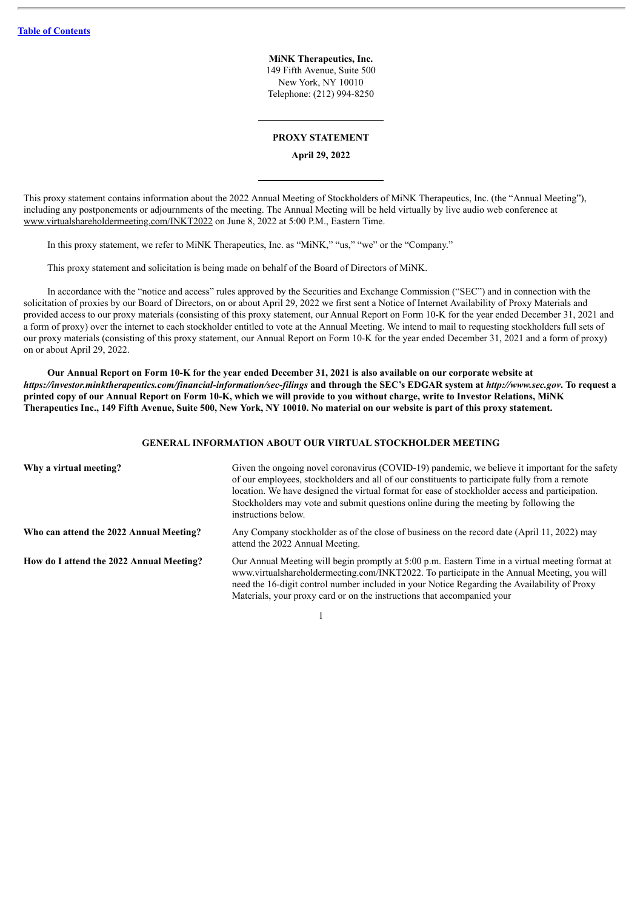**MiNK Therapeutics, Inc.**
149 Fifth Avenue, Suite 500
New York, NY 10010
Telephone: (212) 994-8250

**PROXY STATEMENT**

**April 29, 2022**

This proxy statement contains information about the 2022 Annual Meeting of Stockholders of MiNK Therapeutics, Inc. (the "Annual Meeting"), including any postponements or adjournments of the meeting. The Annual Meeting will be held virtually by live audio web conference at www.virtualshareholdermeeting.com/INKT2022 on June 8, 2022 at 5:00 P.M., Eastern Time.

In this proxy statement, we refer to MiNK Therapeutics, Inc. as "MiNK," "us," "we" or the "Company."

This proxy statement and solicitation is being made on behalf of the Board of Directors of MiNK.

In accordance with the "notice and access" rules approved by the Securities and Exchange Commission ("SEC") and in connection with the solicitation of proxies by our Board of Directors, on or about April 29, 2022 we first sent a Notice of Internet Availability of Proxy Materials and provided access to our proxy materials (consisting of this proxy statement, our Annual Report on Form 10-K for the year ended December 31, 2021 and a form of proxy) over the internet to each stockholder entitled to vote at the Annual Meeting. We intend to mail to requesting stockholders full sets of our proxy materials (consisting of this proxy statement, our Annual Report on Form 10-K for the year ended December 31, 2021 and a form of proxy) on or about April 29, 2022.

**Our Annual Report on Form 10-K for the year ended December 31, 2021 is also available on our corporate website at *https://investor.minktherapeutics.com/financial-information/sec-filings* and through the SEC's EDGAR system at *http://www.sec.gov*. To request a printed copy of our Annual Report on Form 10-K, which we will provide to you without charge, write to Investor Relations, MiNK Therapeutics Inc., 149 Fifth Avenue, Suite 500, New York, NY 10010. No material on our website is part of this proxy statement.**

## GENERAL INFORMATION ABOUT OUR VIRTUAL STOCKHOLDER MEETING

**Why a virtual meeting?**

Given the ongoing novel coronavirus (COVID-19) pandemic, we believe it important for the safety of our employees, stockholders and all of our constituents to participate fully from a remote location. We have designed the virtual format for ease of stockholder access and participation. Stockholders may vote and submit questions online during the meeting by following the instructions below.

**Who can attend the 2022 Annual Meeting?**

Any Company stockholder as of the close of business on the record date (April 11, 2022) may attend the 2022 Annual Meeting.

**How do I attend the 2022 Annual Meeting?**

Our Annual Meeting will begin promptly at 5:00 p.m. Eastern Time in a virtual meeting format at www.virtualshareholdermeeting.com/INKT2022. To participate in the Annual Meeting, you will need the 16-digit control number included in your Notice Regarding the Availability of Proxy Materials, your proxy card or on the instructions that accompanied your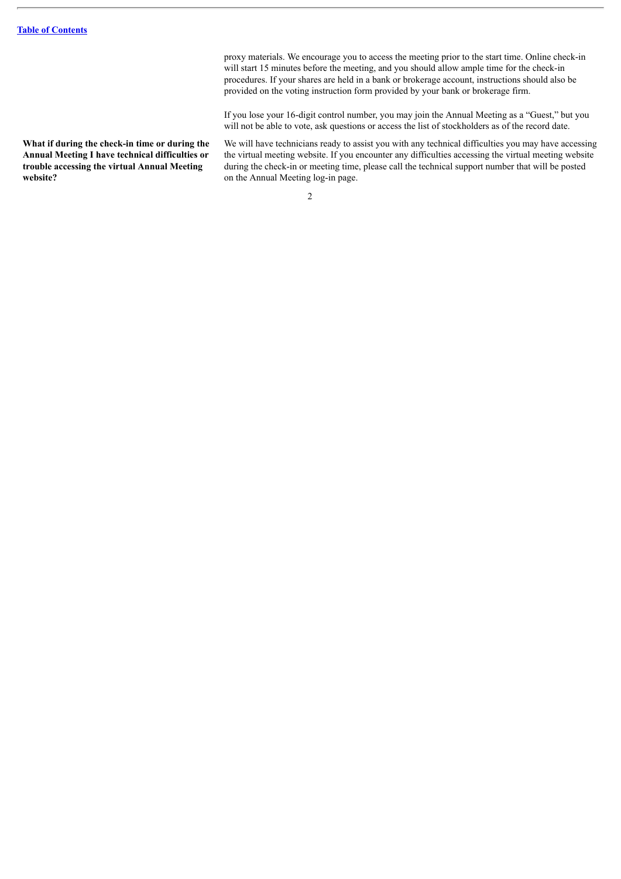proxy materials. We encourage you to access the meeting prior to the start time. Online check-in will start 15 minutes before the meeting, and you should allow ample time for the check-in procedures. If your shares are held in a bank or brokerage account, instructions should also be provided on the voting instruction form provided by your bank or brokerage firm.

If you lose your 16-digit control number, you may join the Annual Meeting as a "Guest," but you will not be able to vote, ask questions or access the list of stockholders as of the record date.

**What if during the check-in time or during the Annual Meeting I have technical difficulties or trouble accessing the virtual Annual Meeting website?**

We will have technicians ready to assist you with any technical difficulties you may have accessing the virtual meeting website. If you encounter any difficulties accessing the virtual meeting website during the check-in or meeting time, please call the technical support number that will be posted on the Annual Meeting log-in page.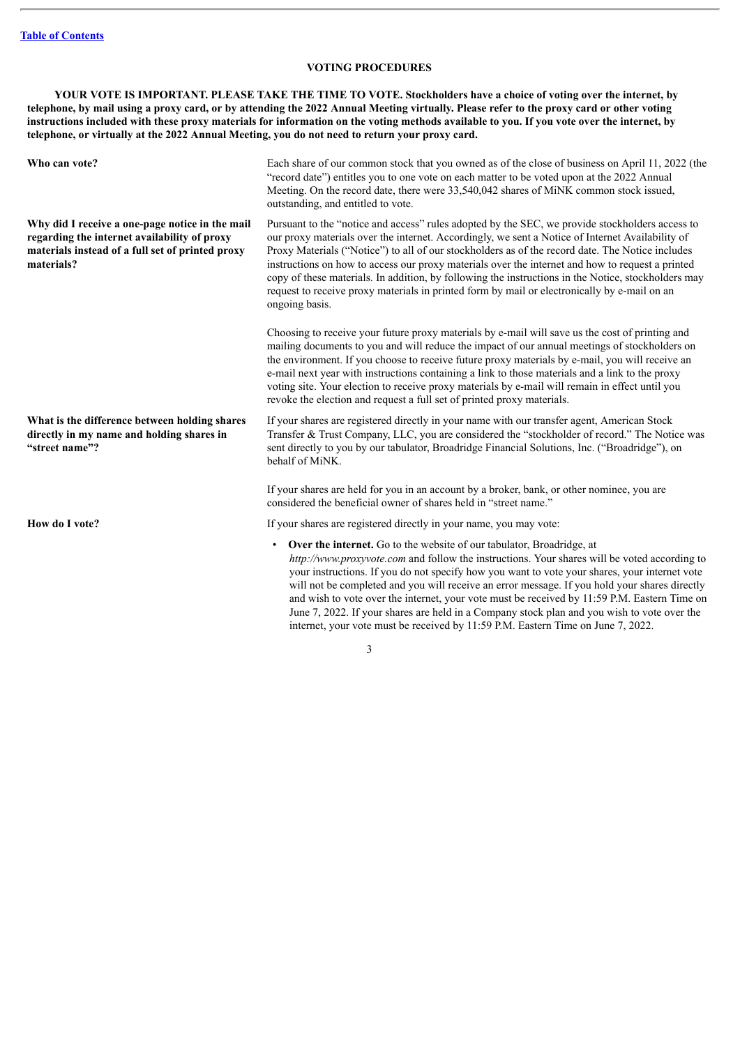## VOTING PROCEDURES

**YOUR VOTE IS IMPORTANT. PLEASE TAKE THE TIME TO VOTE. Stockholders have a choice of voting over the internet, by telephone, by mail using a proxy card, or by attending the 2022 Annual Meeting virtually. Please refer to the proxy card or other voting instructions included with these proxy materials for information on the voting methods available to you. If you vote over the internet, by telephone, or virtually at the 2022 Annual Meeting, you do not need to return your proxy card.**

**Who can vote?**

Each share of our common stock that you owned as of the close of business on April 11, 2022 (the "record date") entitles you to one vote on each matter to be voted upon at the 2022 Annual Meeting. On the record date, there were 33,540,042 shares of MiNK common stock issued, outstanding, and entitled to vote.

**Why did I receive a one-page notice in the mail regarding the internet availability of proxy materials instead of a full set of printed proxy materials?**

Pursuant to the "notice and access" rules adopted by the SEC, we provide stockholders access to our proxy materials over the internet. Accordingly, we sent a Notice of Internet Availability of Proxy Materials ("Notice") to all of our stockholders as of the record date. The Notice includes instructions on how to access our proxy materials over the internet and how to request a printed copy of these materials. In addition, by following the instructions in the Notice, stockholders may request to receive proxy materials in printed form by mail or electronically by e-mail on an ongoing basis.

Choosing to receive your future proxy materials by e-mail will save us the cost of printing and mailing documents to you and will reduce the impact of our annual meetings of stockholders on the environment. If you choose to receive future proxy materials by e-mail, you will receive an e-mail next year with instructions containing a link to those materials and a link to the proxy voting site. Your election to receive proxy materials by e-mail will remain in effect until you revoke the election and request a full set of printed proxy materials.

**What is the difference between holding shares directly in my name and holding shares in "street name"?**

If your shares are registered directly in your name with our transfer agent, American Stock Transfer & Trust Company, LLC, you are considered the "stockholder of record." The Notice was sent directly to you by our tabulator, Broadridge Financial Solutions, Inc. ("Broadridge"), on behalf of MiNK.

If your shares are held for you in an account by a broker, bank, or other nominee, you are considered the beneficial owner of shares held in "street name."

**How do I vote?**

If your shares are registered directly in your name, you may vote:

- **Over the internet.** Go to the website of our tabulator, Broadridge, at *http://www.proxyvote.com* and follow the instructions. Your shares will be voted according to your instructions. If you do not specify how you want to vote your shares, your internet vote will not be completed and you will receive an error message. If you hold your shares directly and wish to vote over the internet, your vote must be received by 11:59 P.M. Eastern Time on June 7, 2022. If your shares are held in a Company stock plan and you wish to vote over the internet, your vote must be received by 11:59 P.M. Eastern Time on June 7, 2022.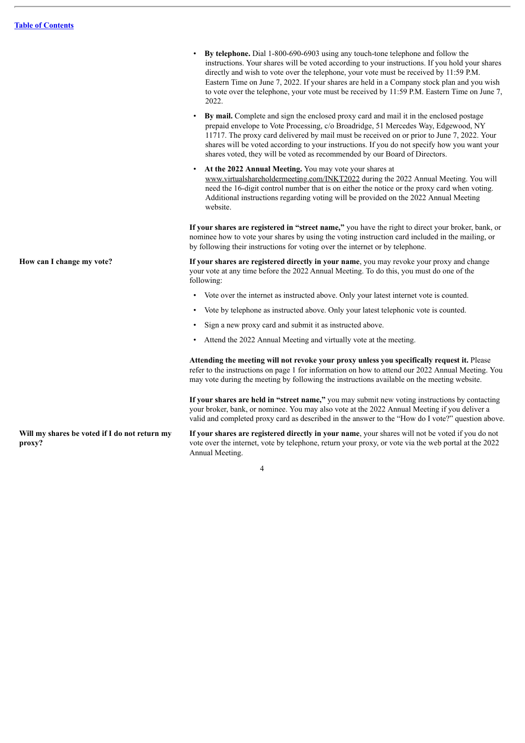[Table of Contents](#)

- **By telephone.** Dial 1-800-690-6903 using any touch-tone telephone and follow the instructions. Your shares will be voted according to your instructions. If you hold your shares directly and wish to vote over the telephone, your vote must be received by 11:59 P.M. Eastern Time on June 7, 2022. If your shares are held in a Company stock plan and you wish to vote over the telephone, your vote must be received by 11:59 P.M. Eastern Time on June 7, 2022.
- **By mail.** Complete and sign the enclosed proxy card and mail it in the enclosed postage prepaid envelope to Vote Processing, c/o Broadridge, 51 Mercedes Way, Edgewood, NY 11717. The proxy card delivered by mail must be received on or prior to June 7, 2022. Your shares will be voted according to your instructions. If you do not specify how you want your shares voted, they will be voted as recommended by our Board of Directors.
- **At the 2022 Annual Meeting.** You may vote your shares at www.virtualshareholdermeeting.com/INKT2022 during the 2022 Annual Meeting. You will need the 16-digit control number that is on either the notice or the proxy card when voting. Additional instructions regarding voting will be provided on the 2022 Annual Meeting website.

**If your shares are registered in "street name,"** you have the right to direct your broker, bank, or nominee how to vote your shares by using the voting instruction card included in the mailing, or by following their instructions for voting over the internet or by telephone.

**How can I change my vote?**

**If your shares are registered directly in your name**, you may revoke your proxy and change your vote at any time before the 2022 Annual Meeting. To do this, you must do one of the following:

- Vote over the internet as instructed above. Only your latest internet vote is counted.
- Vote by telephone as instructed above. Only your latest telephonic vote is counted.
- Sign a new proxy card and submit it as instructed above.
- Attend the 2022 Annual Meeting and virtually vote at the meeting.

**Attending the meeting will not revoke your proxy unless you specifically request it.** Please refer to the instructions on page 1 for information on how to attend our 2022 Annual Meeting. You may vote during the meeting by following the instructions available on the meeting website.

**If your shares are held in "street name,"** you may submit new voting instructions by contacting your broker, bank, or nominee. You may also vote at the 2022 Annual Meeting if you deliver a valid and completed proxy card as described in the answer to the "How do I vote?" question above.

**Will my shares be voted if I do not return my proxy?**

**If your shares are registered directly in your name**, your shares will not be voted if you do not vote over the internet, vote by telephone, return your proxy, or vote via the web portal at the 2022 Annual Meeting.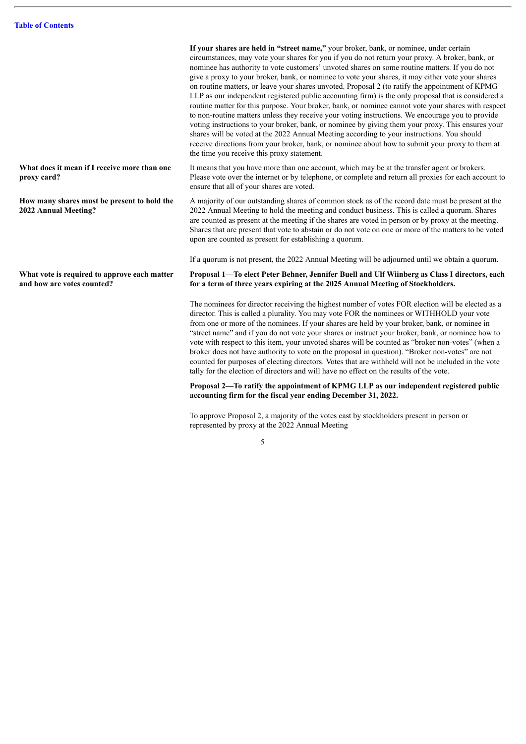**If your shares are held in "street name,"** your broker, bank, or nominee, under certain circumstances, may vote your shares for you if you do not return your proxy. A broker, bank, or nominee has authority to vote customers' unvoted shares on some routine matters. If you do not give a proxy to your broker, bank, or nominee to vote your shares, it may either vote your shares on routine matters, or leave your shares unvoted. Proposal 2 (to ratify the appointment of KPMG LLP as our independent registered public accounting firm) is the only proposal that is considered a routine matter for this purpose. Your broker, bank, or nominee cannot vote your shares with respect to non-routine matters unless they receive your voting instructions. We encourage you to provide voting instructions to your broker, bank, or nominee by giving them your proxy. This ensures your shares will be voted at the 2022 Annual Meeting according to your instructions. You should receive directions from your broker, bank, or nominee about how to submit your proxy to them at the time you receive this proxy statement.

**What does it mean if I receive more than one proxy card?**

It means that you have more than one account, which may be at the transfer agent or brokers. Please vote over the internet or by telephone, or complete and return all proxies for each account to ensure that all of your shares are voted.

**How many shares must be present to hold the 2022 Annual Meeting?**

A majority of our outstanding shares of common stock as of the record date must be present at the 2022 Annual Meeting to hold the meeting and conduct business. This is called a quorum. Shares are counted as present at the meeting if the shares are voted in person or by proxy at the meeting. Shares that are present that vote to abstain or do not vote on one or more of the matters to be voted upon are counted as present for establishing a quorum.

If a quorum is not present, the 2022 Annual Meeting will be adjourned until we obtain a quorum.

**What vote is required to approve each matter and how are votes counted?**

**Proposal 1—To elect Peter Behner, Jennifer Buell and Ulf Wiinberg as Class I directors, each for a term of three years expiring at the 2025 Annual Meeting of Stockholders.**

The nominees for director receiving the highest number of votes FOR election will be elected as a director. This is called a plurality. You may vote FOR the nominees or WITHHOLD your vote from one or more of the nominees. If your shares are held by your broker, bank, or nominee in "street name" and if you do not vote your shares or instruct your broker, bank, or nominee how to vote with respect to this item, your unvoted shares will be counted as "broker non-votes" (when a broker does not have authority to vote on the proposal in question). "Broker non-votes" are not counted for purposes of electing directors. Votes that are withheld will not be included in the vote tally for the election of directors and will have no effect on the results of the vote.

**Proposal 2—To ratify the appointment of KPMG LLP as our independent registered public accounting firm for the fiscal year ending December 31, 2022.**

To approve Proposal 2, a majority of the votes cast by stockholders present in person or represented by proxy at the 2022 Annual Meeting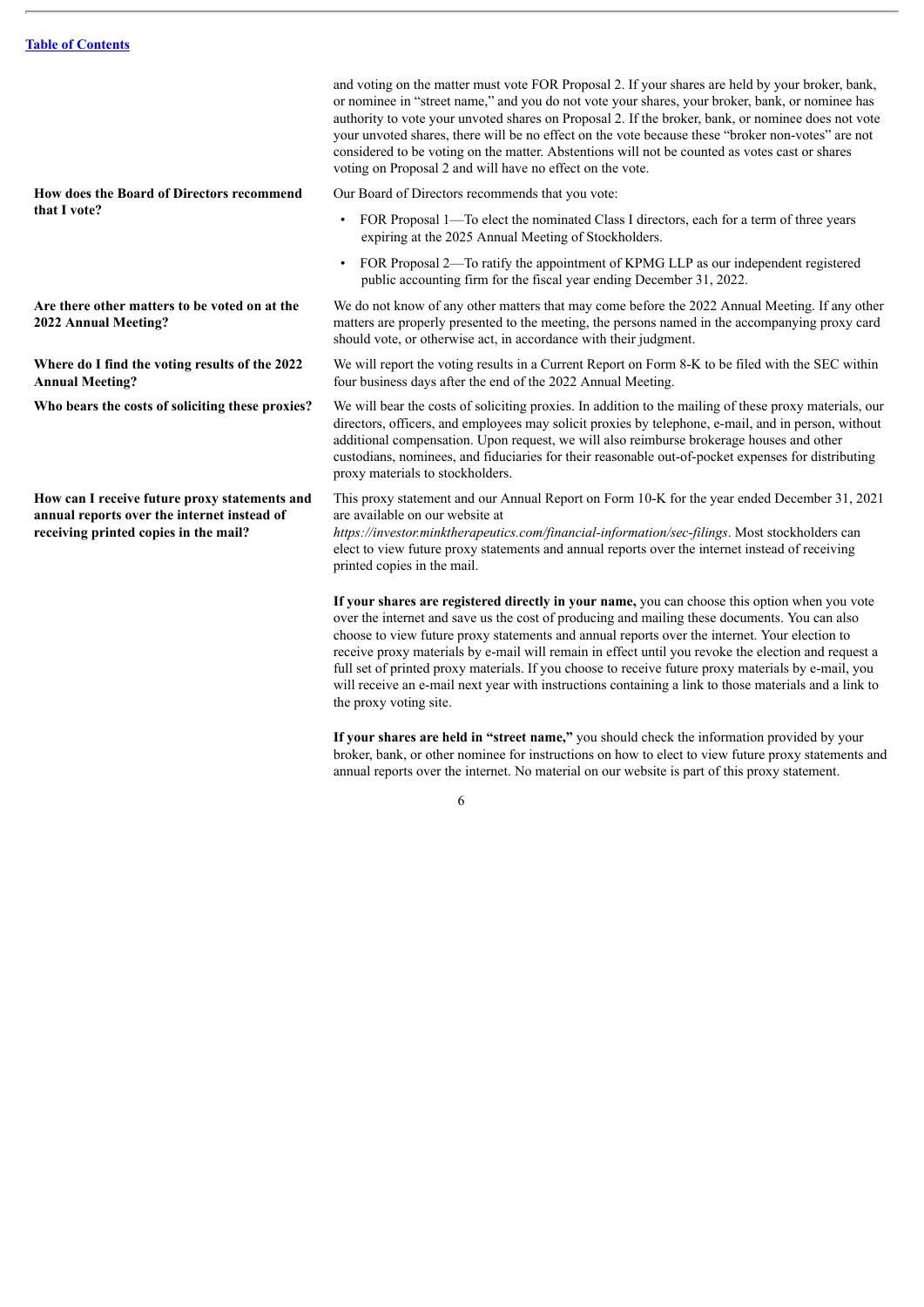and voting on the matter must vote FOR Proposal 2. If your shares are held by your broker, bank, or nominee in "street name," and you do not vote your shares, your broker, bank, or nominee has authority to vote your unvoted shares on Proposal 2. If the broker, bank, or nominee does not vote your unvoted shares, there will be no effect on the vote because these "broker non-votes" are not considered to be voting on the matter. Abstentions will not be counted as votes cast or shares voting on Proposal 2 and will have no effect on the vote.

**How does the Board of Directors recommend that I vote?**

Our Board of Directors recommends that you vote:

- FOR Proposal 1—To elect the nominated Class I directors, each for a term of three years expiring at the 2025 Annual Meeting of Stockholders.
- FOR Proposal 2—To ratify the appointment of KPMG LLP as our independent registered public accounting firm for the fiscal year ending December 31, 2022.

**Are there other matters to be voted on at the 2022 Annual Meeting?**

We do not know of any other matters that may come before the 2022 Annual Meeting. If any other matters are properly presented to the meeting, the persons named in the accompanying proxy card should vote, or otherwise act, in accordance with their judgment.

**Where do I find the voting results of the 2022 Annual Meeting?**

We will report the voting results in a Current Report on Form 8-K to be filed with the SEC within four business days after the end of the 2022 Annual Meeting.

**Who bears the costs of soliciting these proxies?**

We will bear the costs of soliciting proxies. In addition to the mailing of these proxy materials, our directors, officers, and employees may solicit proxies by telephone, e-mail, and in person, without additional compensation. Upon request, we will also reimburse brokerage houses and other custodians, nominees, and fiduciaries for their reasonable out-of-pocket expenses for distributing proxy materials to stockholders.

**How can I receive future proxy statements and annual reports over the internet instead of receiving printed copies in the mail?**

This proxy statement and our Annual Report on Form 10-K for the year ended December 31, 2021 are available on our website at *https://investor.minktherapeutics.com/financial-information/sec-filings*. Most stockholders can elect to view future proxy statements and annual reports over the internet instead of receiving printed copies in the mail.

**If your shares are registered directly in your name,** you can choose this option when you vote over the internet and save us the cost of producing and mailing these documents. You can also choose to view future proxy statements and annual reports over the internet. Your election to receive proxy materials by e-mail will remain in effect until you revoke the election and request a full set of printed proxy materials. If you choose to receive future proxy materials by e-mail, you will receive an e-mail next year with instructions containing a link to those materials and a link to the proxy voting site.

**If your shares are held in "street name,"** you should check the information provided by your broker, bank, or other nominee for instructions on how to elect to view future proxy statements and annual reports over the internet. No material on our website is part of this proxy statement.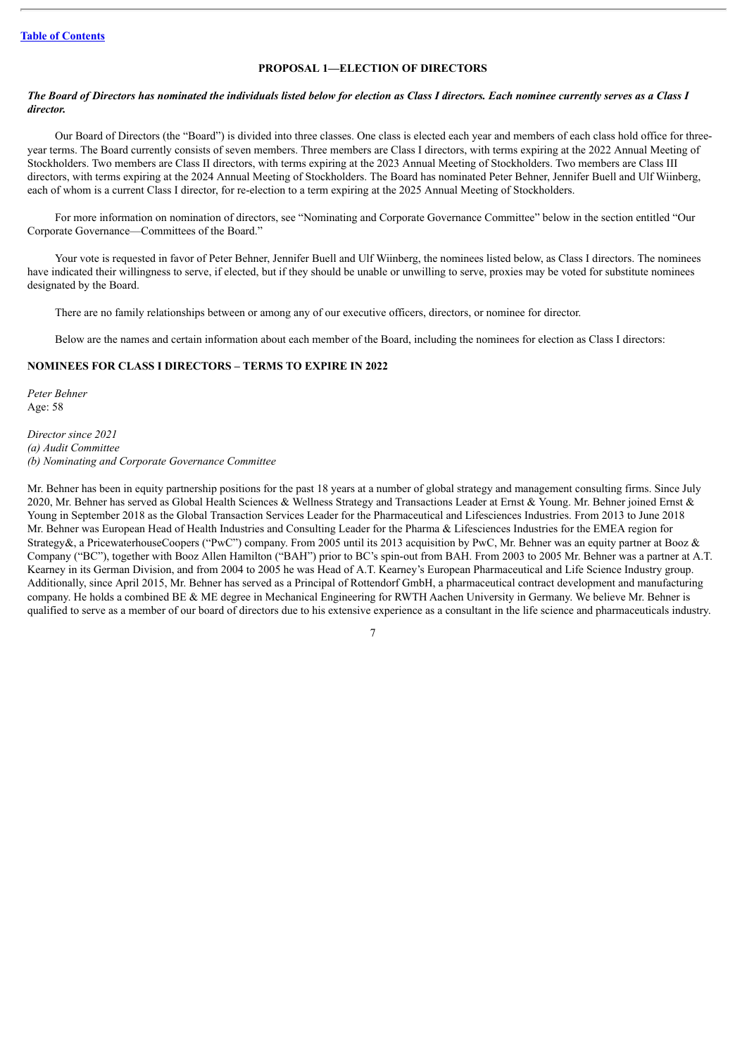[Table of Contents](#)

## PROPOSAL 1—ELECTION OF DIRECTORS

***The Board of Directors has nominated the individuals listed below for election as Class I directors. Each nominee currently serves as a Class I director.***

Our Board of Directors (the "Board") is divided into three classes. One class is elected each year and members of each class hold office for three-year terms. The Board currently consists of seven members. Three members are Class I directors, with terms expiring at the 2022 Annual Meeting of Stockholders. Two members are Class II directors, with terms expiring at the 2023 Annual Meeting of Stockholders. Two members are Class III directors, with terms expiring at the 2024 Annual Meeting of Stockholders. The Board has nominated Peter Behner, Jennifer Buell and Ulf Wiinberg, each of whom is a current Class I director, for re-election to a term expiring at the 2025 Annual Meeting of Stockholders.

For more information on nomination of directors, see "Nominating and Corporate Governance Committee" below in the section entitled "Our Corporate Governance—Committees of the Board."

Your vote is requested in favor of Peter Behner, Jennifer Buell and Ulf Wiinberg, the nominees listed below, as Class I directors. The nominees have indicated their willingness to serve, if elected, but if they should be unable or unwilling to serve, proxies may be voted for substitute nominees designated by the Board.

There are no family relationships between or among any of our executive officers, directors, or nominee for director.

Below are the names and certain information about each member of the Board, including the nominees for election as Class I directors:

### NOMINEES FOR CLASS I DIRECTORS – TERMS TO EXPIRE IN 2022

*Peter Behner*
Age: 58

*Director since 2021*
*(a) Audit Committee*
*(b) Nominating and Corporate Governance Committee*

Mr. Behner has been in equity partnership positions for the past 18 years at a number of global strategy and management consulting firms. Since July 2020, Mr. Behner has served as Global Health Sciences & Wellness Strategy and Transactions Leader at Ernst & Young. Mr. Behner joined Ernst & Young in September 2018 as the Global Transaction Services Leader for the Pharmaceutical and Lifesciences Industries. From 2013 to June 2018 Mr. Behner was European Head of Health Industries and Consulting Leader for the Pharma & Lifesciences Industries for the EMEA region for Strategy&, a PricewaterhouseCoopers ("PwC") company. From 2005 until its 2013 acquisition by PwC, Mr. Behner was an equity partner at Booz & Company ("BC"), together with Booz Allen Hamilton ("BAH") prior to BC's spin-out from BAH. From 2003 to 2005 Mr. Behner was a partner at A.T. Kearney in its German Division, and from 2004 to 2005 he was Head of A.T. Kearney's European Pharmaceutical and Life Science Industry group. Additionally, since April 2015, Mr. Behner has served as a Principal of Rottendorf GmbH, a pharmaceutical contract development and manufacturing company. He holds a combined BE & ME degree in Mechanical Engineering for RWTH Aachen University in Germany. We believe Mr. Behner is qualified to serve as a member of our board of directors due to his extensive experience as a consultant in the life science and pharmaceuticals industry.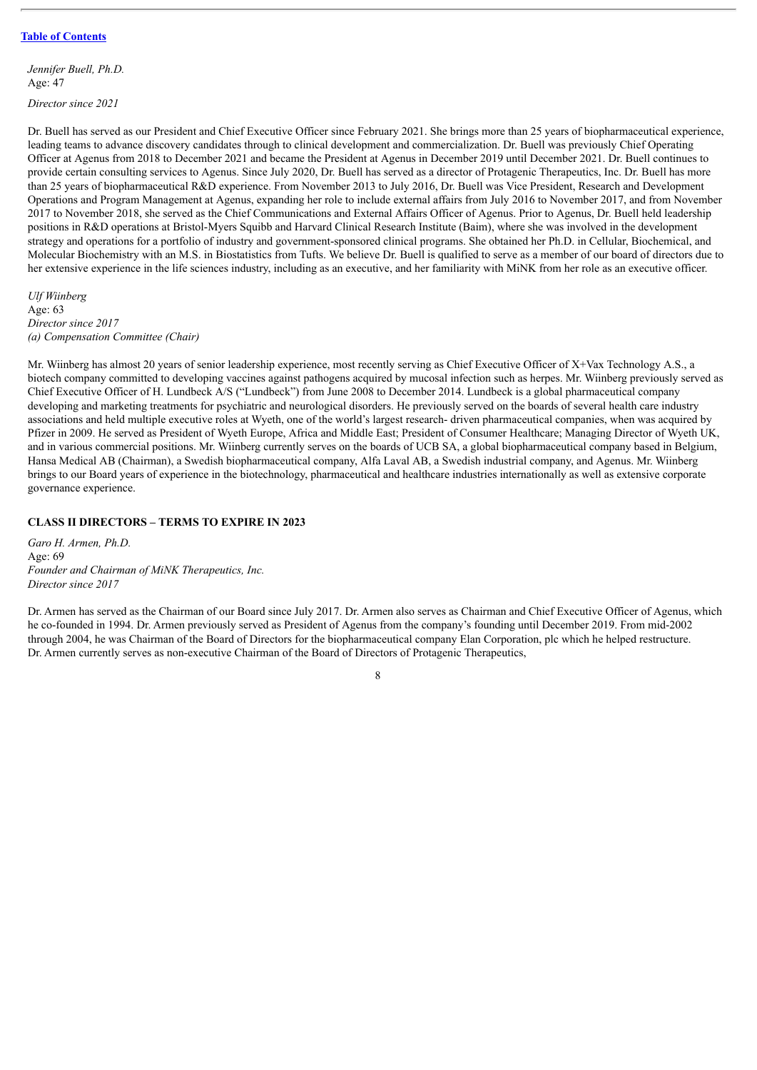*Jennifer Buell, Ph.D.*
Age: 47
*Director since 2021*

Dr. Buell has served as our President and Chief Executive Officer since February 2021. She brings more than 25 years of biopharmaceutical experience, leading teams to advance discovery candidates through to clinical development and commercialization. Dr. Buell was previously Chief Operating Officer at Agenus from 2018 to December 2021 and became the President at Agenus in December 2019 until December 2021. Dr. Buell continues to provide certain consulting services to Agenus. Since July 2020, Dr. Buell has served as a director of Protagenic Therapeutics, Inc. Dr. Buell has more than 25 years of biopharmaceutical R&D experience. From November 2013 to July 2016, Dr. Buell was Vice President, Research and Development Operations and Program Management at Agenus, expanding her role to include external affairs from July 2016 to November 2017, and from November 2017 to November 2018, she served as the Chief Communications and External Affairs Officer of Agenus. Prior to Agenus, Dr. Buell held leadership positions in R&D operations at Bristol-Myers Squibb and Harvard Clinical Research Institute (Baim), where she was involved in the development strategy and operations for a portfolio of industry and government-sponsored clinical programs. She obtained her Ph.D. in Cellular, Biochemical, and Molecular Biochemistry with an M.S. in Biostatistics from Tufts. We believe Dr. Buell is qualified to serve as a member of our board of directors due to her extensive experience in the life sciences industry, including as an executive, and her familiarity with MiNK from her role as an executive officer.

*Ulf Wiinberg*
Age: 63
*Director since 2017*
*(a) Compensation Committee (Chair)*

Mr. Wiinberg has almost 20 years of senior leadership experience, most recently serving as Chief Executive Officer of X+Vax Technology A.S., a biotech company committed to developing vaccines against pathogens acquired by mucosal infection such as herpes. Mr. Wiinberg previously served as Chief Executive Officer of H. Lundbeck A/S ("Lundbeck") from June 2008 to December 2014. Lundbeck is a global pharmaceutical company developing and marketing treatments for psychiatric and neurological disorders. He previously served on the boards of several health care industry associations and held multiple executive roles at Wyeth, one of the world's largest research- driven pharmaceutical companies, when was acquired by Pfizer in 2009. He served as President of Wyeth Europe, Africa and Middle East; President of Consumer Healthcare; Managing Director of Wyeth UK, and in various commercial positions. Mr. Wiinberg currently serves on the boards of UCB SA, a global biopharmaceutical company based in Belgium, Hansa Medical AB (Chairman), a Swedish biopharmaceutical company, Alfa Laval AB, a Swedish industrial company, and Agenus. Mr. Wiinberg brings to our Board years of experience in the biotechnology, pharmaceutical and healthcare industries internationally as well as extensive corporate governance experience.

**CLASS II DIRECTORS – TERMS TO EXPIRE IN 2023**

*Garo H. Armen, Ph.D.*
Age: 69
*Founder and Chairman of MiNK Therapeutics, Inc.*
*Director since 2017*

Dr. Armen has served as the Chairman of our Board since July 2017. Dr. Armen also serves as Chairman and Chief Executive Officer of Agenus, which he co-founded in 1994. Dr. Armen previously served as President of Agenus from the company's founding until December 2019. From mid-2002 through 2004, he was Chairman of the Board of Directors for the biopharmaceutical company Elan Corporation, plc which he helped restructure. Dr. Armen currently serves as non-executive Chairman of the Board of Directors of Protagenic Therapeutics,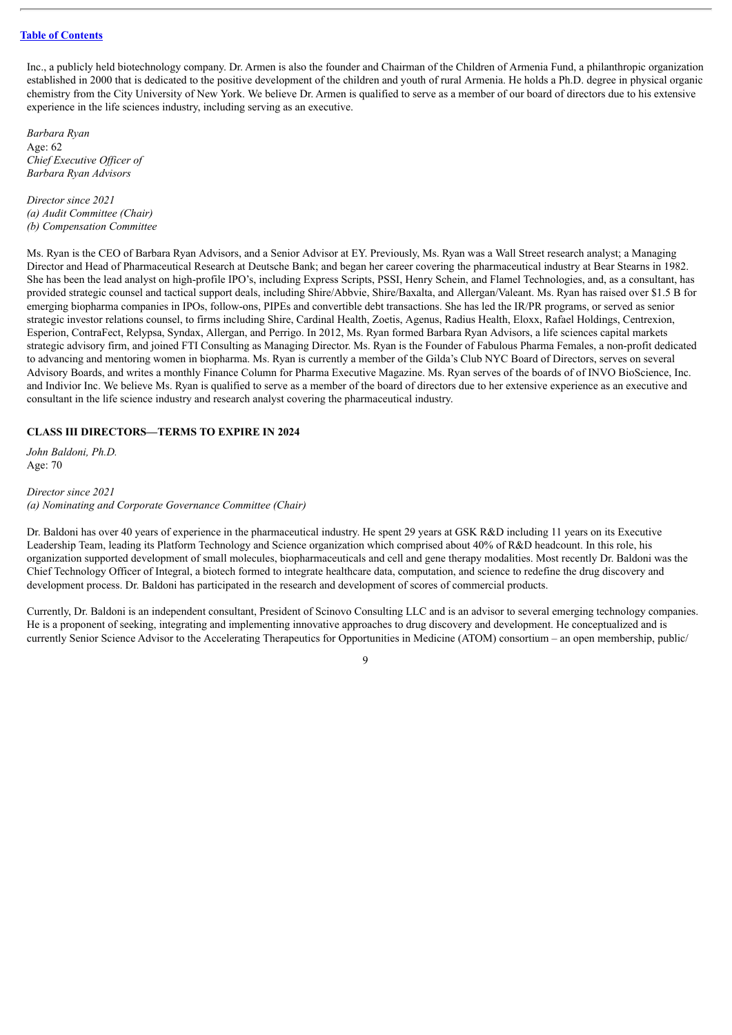Inc., a publicly held biotechnology company. Dr. Armen is also the founder and Chairman of the Children of Armenia Fund, a philanthropic organization established in 2000 that is dedicated to the positive development of the children and youth of rural Armenia. He holds a Ph.D. degree in physical organic chemistry from the City University of New York. We believe Dr. Armen is qualified to serve as a member of our board of directors due to his extensive experience in the life sciences industry, including serving as an executive.

*Barbara Ryan*
Age: 62
*Chief Executive Officer of Barbara Ryan Advisors*

*Director since 2021*
*(a) Audit Committee (Chair)*
*(b) Compensation Committee*

Ms. Ryan is the CEO of Barbara Ryan Advisors, and a Senior Advisor at EY. Previously, Ms. Ryan was a Wall Street research analyst; a Managing Director and Head of Pharmaceutical Research at Deutsche Bank; and began her career covering the pharmaceutical industry at Bear Stearns in 1982. She has been the lead analyst on high-profile IPO's, including Express Scripts, PSSI, Henry Schein, and Flamel Technologies, and, as a consultant, has provided strategic counsel and tactical support deals, including Shire/Abbvie, Shire/Baxalta, and Allergan/Valeant. Ms. Ryan has raised over $1.5 B for emerging biopharma companies in IPOs, follow-ons, PIPEs and convertible debt transactions. She has led the IR/PR programs, or served as senior strategic investor relations counsel, to firms including Shire, Cardinal Health, Zoetis, Agenus, Radius Health, Eloxx, Rafael Holdings, Centrexion, Esperion, ContraFect, Relypsa, Syndax, Allergan, and Perrigo. In 2012, Ms. Ryan formed Barbara Ryan Advisors, a life sciences capital markets strategic advisory firm, and joined FTI Consulting as Managing Director. Ms. Ryan is the Founder of Fabulous Pharma Females, a non-profit dedicated to advancing and mentoring women in biopharma. Ms. Ryan is currently a member of the Gilda's Club NYC Board of Directors, serves on several Advisory Boards, and writes a monthly Finance Column for Pharma Executive Magazine. Ms. Ryan serves of the boards of of INVO BioScience, Inc. and Indivior Inc. We believe Ms. Ryan is qualified to serve as a member of the board of directors due to her extensive experience as an executive and consultant in the life science industry and research analyst covering the pharmaceutical industry.

## CLASS III DIRECTORS—TERMS TO EXPIRE IN 2024

*John Baldoni, Ph.D.*
Age: 70

*Director since 2021*
*(a) Nominating and Corporate Governance Committee (Chair)*

Dr. Baldoni has over 40 years of experience in the pharmaceutical industry. He spent 29 years at GSK R&D including 11 years on its Executive Leadership Team, leading its Platform Technology and Science organization which comprised about 40% of R&D headcount. In this role, his organization supported development of small molecules, biopharmaceuticals and cell and gene therapy modalities. Most recently Dr. Baldoni was the Chief Technology Officer of Integral, a biotech formed to integrate healthcare data, computation, and science to redefine the drug discovery and development process. Dr. Baldoni has participated in the research and development of scores of commercial products.

Currently, Dr. Baldoni is an independent consultant, President of Scinovo Consulting LLC and is an advisor to several emerging technology companies. He is a proponent of seeking, integrating and implementing innovative approaches to drug discovery and development. He conceptualized and is currently Senior Science Advisor to the Accelerating Therapeutics for Opportunities in Medicine (ATOM) consortium – an open membership, public/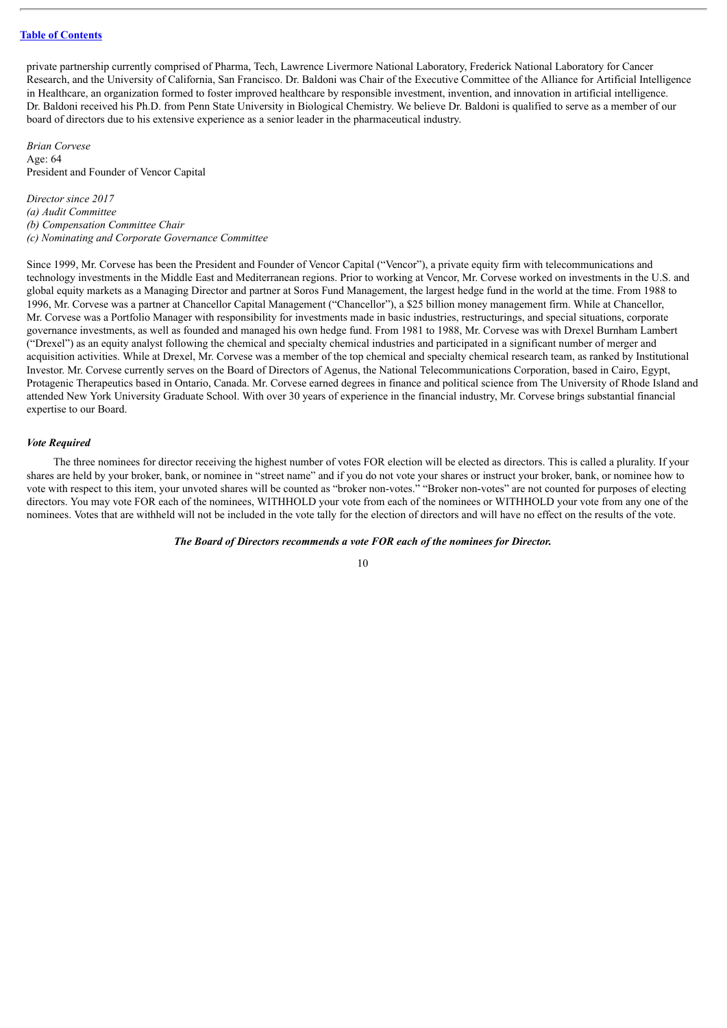private partnership currently comprised of Pharma, Tech, Lawrence Livermore National Laboratory, Frederick National Laboratory for Cancer Research, and the University of California, San Francisco. Dr. Baldoni was Chair of the Executive Committee of the Alliance for Artificial Intelligence in Healthcare, an organization formed to foster improved healthcare by responsible investment, invention, and innovation in artificial intelligence. Dr. Baldoni received his Ph.D. from Penn State University in Biological Chemistry. We believe Dr. Baldoni is qualified to serve as a member of our board of directors due to his extensive experience as a senior leader in the pharmaceutical industry.

*Brian Corvese*
Age: 64
President and Founder of Vencor Capital

*Director since 2017*
*(a) Audit Committee*
*(b) Compensation Committee Chair*
*(c) Nominating and Corporate Governance Committee*

Since 1999, Mr. Corvese has been the President and Founder of Vencor Capital ("Vencor"), a private equity firm with telecommunications and technology investments in the Middle East and Mediterranean regions. Prior to working at Vencor, Mr. Corvese worked on investments in the U.S. and global equity markets as a Managing Director and partner at Soros Fund Management, the largest hedge fund in the world at the time. From 1988 to 1996, Mr. Corvese was a partner at Chancellor Capital Management ("Chancellor"), a $25 billion money management firm. While at Chancellor, Mr. Corvese was a Portfolio Manager with responsibility for investments made in basic industries, restructurings, and special situations, corporate governance investments, as well as founded and managed his own hedge fund. From 1981 to 1988, Mr. Corvese was with Drexel Burnham Lambert ("Drexel") as an equity analyst following the chemical and specialty chemical industries and participated in a significant number of merger and acquisition activities. While at Drexel, Mr. Corvese was a member of the top chemical and specialty chemical research team, as ranked by Institutional Investor. Mr. Corvese currently serves on the Board of Directors of Agenus, the National Telecommunications Corporation, based in Cairo, Egypt, Protagenic Therapeutics based in Ontario, Canada. Mr. Corvese earned degrees in finance and political science from The University of Rhode Island and attended New York University Graduate School. With over 30 years of experience in the financial industry, Mr. Corvese brings substantial financial expertise to our Board.

***Vote Required***

The three nominees for director receiving the highest number of votes FOR election will be elected as directors. This is called a plurality. If your shares are held by your broker, bank, or nominee in "street name" and if you do not vote your shares or instruct your broker, bank, or nominee how to vote with respect to this item, your unvoted shares will be counted as "broker non-votes." "Broker non-votes" are not counted for purposes of electing directors. You may vote FOR each of the nominees, WITHHOLD your vote from each of the nominees or WITHHOLD your vote from any one of the nominees. Votes that are withheld will not be included in the vote tally for the election of directors and will have no effect on the results of the vote.

***The Board of Directors recommends a vote FOR each of the nominees for Director.***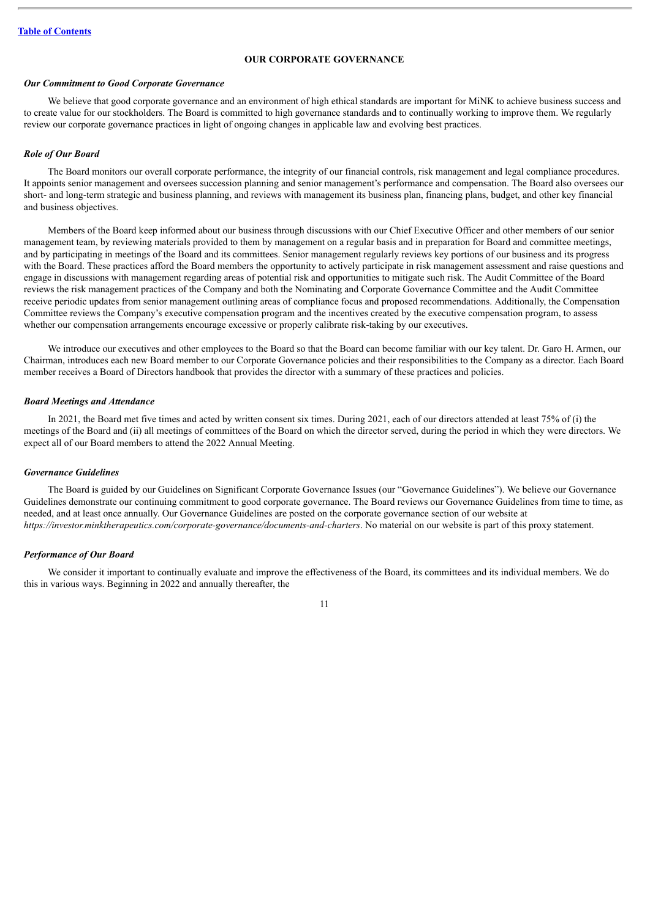## OUR CORPORATE GOVERNANCE

### *Our Commitment to Good Corporate Governance*

We believe that good corporate governance and an environment of high ethical standards are important for MiNK to achieve business success and to create value for our stockholders. The Board is committed to high governance standards and to continually working to improve them. We regularly review our corporate governance practices in light of ongoing changes in applicable law and evolving best practices.

### *Role of Our Board*

The Board monitors our overall corporate performance, the integrity of our financial controls, risk management and legal compliance procedures. It appoints senior management and oversees succession planning and senior management's performance and compensation. The Board also oversees our short- and long-term strategic and business planning, and reviews with management its business plan, financing plans, budget, and other key financial and business objectives.

Members of the Board keep informed about our business through discussions with our Chief Executive Officer and other members of our senior management team, by reviewing materials provided to them by management on a regular basis and in preparation for Board and committee meetings, and by participating in meetings of the Board and its committees. Senior management regularly reviews key portions of our business and its progress with the Board. These practices afford the Board members the opportunity to actively participate in risk management assessment and raise questions and engage in discussions with management regarding areas of potential risk and opportunities to mitigate such risk. The Audit Committee of the Board reviews the risk management practices of the Company and both the Nominating and Corporate Governance Committee and the Audit Committee receive periodic updates from senior management outlining areas of compliance focus and proposed recommendations. Additionally, the Compensation Committee reviews the Company's executive compensation program and the incentives created by the executive compensation program, to assess whether our compensation arrangements encourage excessive or properly calibrate risk-taking by our executives.

We introduce our executives and other employees to the Board so that the Board can become familiar with our key talent. Dr. Garo H. Armen, our Chairman, introduces each new Board member to our Corporate Governance policies and their responsibilities to the Company as a director. Each Board member receives a Board of Directors handbook that provides the director with a summary of these practices and policies.

### *Board Meetings and Attendance*

In 2021, the Board met five times and acted by written consent six times. During 2021, each of our directors attended at least 75% of (i) the meetings of the Board and (ii) all meetings of committees of the Board on which the director served, during the period in which they were directors. We expect all of our Board members to attend the 2022 Annual Meeting.

### *Governance Guidelines*

The Board is guided by our Guidelines on Significant Corporate Governance Issues (our "Governance Guidelines"). We believe our Governance Guidelines demonstrate our continuing commitment to good corporate governance. The Board reviews our Governance Guidelines from time to time, as needed, and at least once annually. Our Governance Guidelines are posted on the corporate governance section of our website at *https://investor.minktherapeutics.com/corporate-governance/documents-and-charters*. No material on our website is part of this proxy statement.

### *Performance of Our Board*

We consider it important to continually evaluate and improve the effectiveness of the Board, its committees and its individual members. We do this in various ways. Beginning in 2022 and annually thereafter, the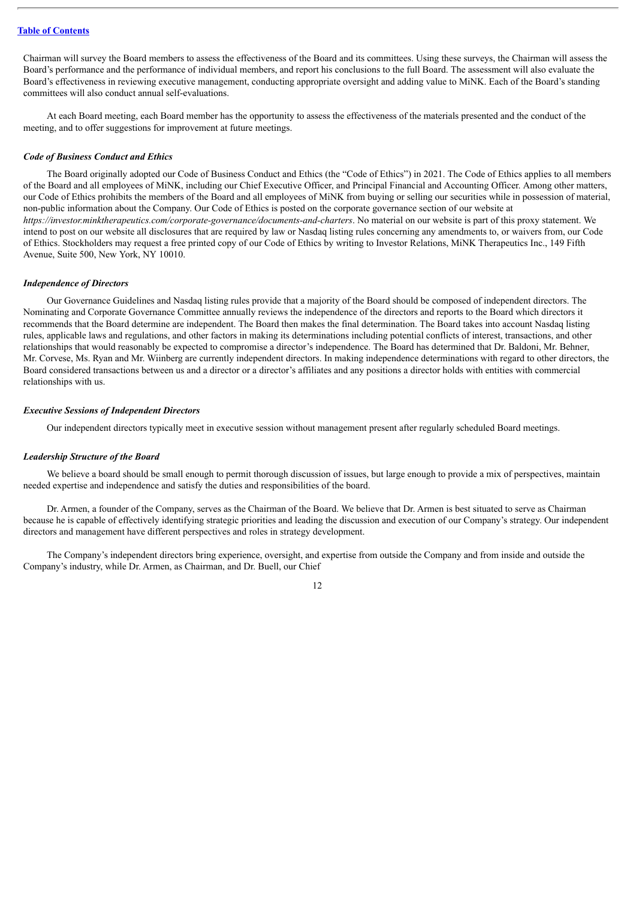Chairman will survey the Board members to assess the effectiveness of the Board and its committees. Using these surveys, the Chairman will assess the Board's performance and the performance of individual members, and report his conclusions to the full Board. The assessment will also evaluate the Board's effectiveness in reviewing executive management, conducting appropriate oversight and adding value to MiNK. Each of the Board's standing committees will also conduct annual self-evaluations.

At each Board meeting, each Board member has the opportunity to assess the effectiveness of the materials presented and the conduct of the meeting, and to offer suggestions for improvement at future meetings.

### *Code of Business Conduct and Ethics*

The Board originally adopted our Code of Business Conduct and Ethics (the "Code of Ethics") in 2021. The Code of Ethics applies to all members of the Board and all employees of MiNK, including our Chief Executive Officer, and Principal Financial and Accounting Officer. Among other matters, our Code of Ethics prohibits the members of the Board and all employees of MiNK from buying or selling our securities while in possession of material, non-public information about the Company. Our Code of Ethics is posted on the corporate governance section of our website at *https://investor.minktherapeutics.com/corporate-governance/documents-and-charters*. No material on our website is part of this proxy statement. We intend to post on our website all disclosures that are required by law or Nasdaq listing rules concerning any amendments to, or waivers from, our Code of Ethics. Stockholders may request a free printed copy of our Code of Ethics by writing to Investor Relations, MiNK Therapeutics Inc., 149 Fifth Avenue, Suite 500, New York, NY 10010.

### *Independence of Directors*

Our Governance Guidelines and Nasdaq listing rules provide that a majority of the Board should be composed of independent directors. The Nominating and Corporate Governance Committee annually reviews the independence of the directors and reports to the Board which directors it recommends that the Board determine are independent. The Board then makes the final determination. The Board takes into account Nasdaq listing rules, applicable laws and regulations, and other factors in making its determinations including potential conflicts of interest, transactions, and other relationships that would reasonably be expected to compromise a director's independence. The Board has determined that Dr. Baldoni, Mr. Behner, Mr. Corvese, Ms. Ryan and Mr. Wiinberg are currently independent directors. In making independence determinations with regard to other directors, the Board considered transactions between us and a director or a director's affiliates and any positions a director holds with entities with commercial relationships with us.

### *Executive Sessions of Independent Directors*

Our independent directors typically meet in executive session without management present after regularly scheduled Board meetings.

### *Leadership Structure of the Board*

We believe a board should be small enough to permit thorough discussion of issues, but large enough to provide a mix of perspectives, maintain needed expertise and independence and satisfy the duties and responsibilities of the board.

Dr. Armen, a founder of the Company, serves as the Chairman of the Board. We believe that Dr. Armen is best situated to serve as Chairman because he is capable of effectively identifying strategic priorities and leading the discussion and execution of our Company's strategy. Our independent directors and management have different perspectives and roles in strategy development.

The Company's independent directors bring experience, oversight, and expertise from outside the Company and from inside and outside the Company's industry, while Dr. Armen, as Chairman, and Dr. Buell, our Chief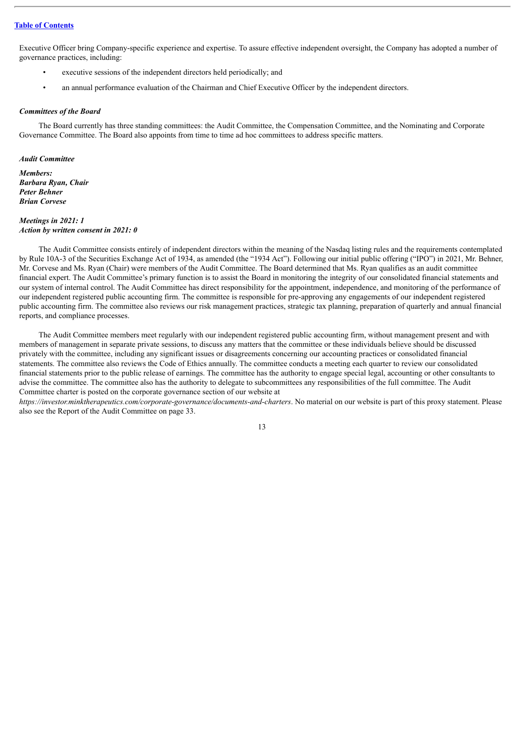Executive Officer bring Company-specific experience and expertise. To assure effective independent oversight, the Company has adopted a number of governance practices, including:

- executive sessions of the independent directors held periodically; and
- an annual performance evaluation of the Chairman and Chief Executive Officer by the independent directors.

### *Committees of the Board*

The Board currently has three standing committees: the Audit Committee, the Compensation Committee, and the Nominating and Corporate Governance Committee. The Board also appoints from time to time ad hoc committees to address specific matters.

### *Audit Committee*

***Members:***
***Barbara Ryan, Chair***
***Peter Behner***
***Brian Corvese***

***Meetings in 2021: 1***
***Action by written consent in 2021: 0***

The Audit Committee consists entirely of independent directors within the meaning of the Nasdaq listing rules and the requirements contemplated by Rule 10A-3 of the Securities Exchange Act of 1934, as amended (the "1934 Act"). Following our initial public offering ("IPO") in 2021, Mr. Behner, Mr. Corvese and Ms. Ryan (Chair) were members of the Audit Committee. The Board determined that Ms. Ryan qualifies as an audit committee financial expert. The Audit Committee's primary function is to assist the Board in monitoring the integrity of our consolidated financial statements and our system of internal control. The Audit Committee has direct responsibility for the appointment, independence, and monitoring of the performance of our independent registered public accounting firm. The committee is responsible for pre-approving any engagements of our independent registered public accounting firm. The committee also reviews our risk management practices, strategic tax planning, preparation of quarterly and annual financial reports, and compliance processes.

The Audit Committee members meet regularly with our independent registered public accounting firm, without management present and with members of management in separate private sessions, to discuss any matters that the committee or these individuals believe should be discussed privately with the committee, including any significant issues or disagreements concerning our accounting practices or consolidated financial statements. The committee also reviews the Code of Ethics annually. The committee conducts a meeting each quarter to review our consolidated financial statements prior to the public release of earnings. The committee has the authority to engage special legal, accounting or other consultants to advise the committee. The committee also has the authority to delegate to subcommittees any responsibilities of the full committee. The Audit Committee charter is posted on the corporate governance section of our website at *https://investor.minktherapeutics.com/corporate-governance/documents-and-charters*. No material on our website is part of this proxy statement. Please also see the Report of the Audit Committee on page 33.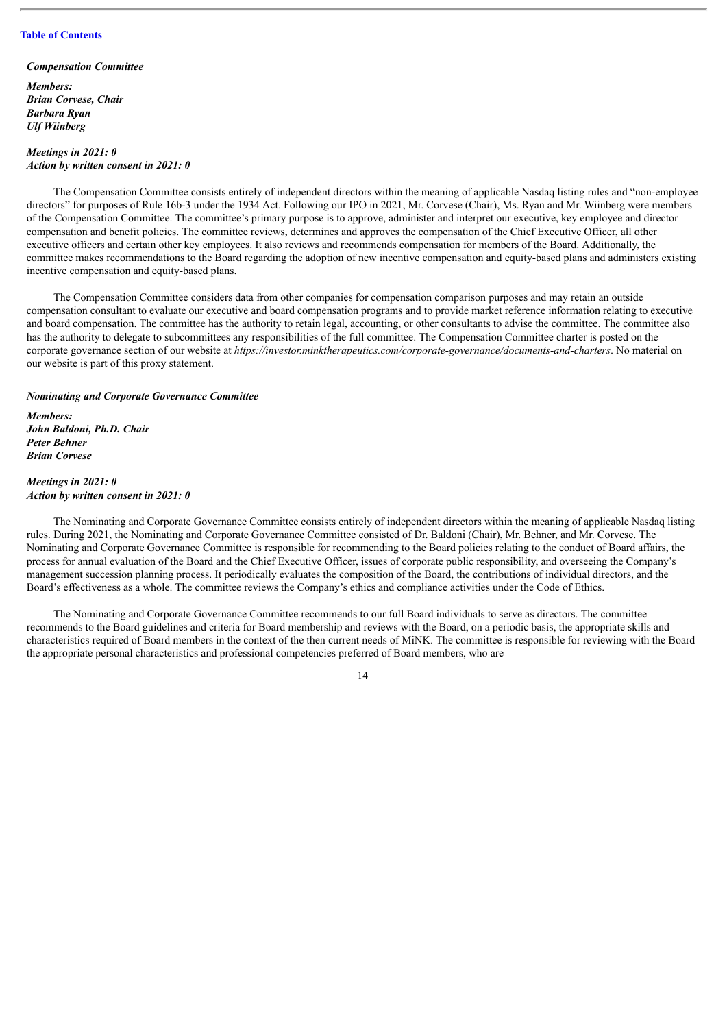*Compensation Committee*

***Members:***
***Brian Corvese, Chair***
***Barbara Ryan***
***Ulf Wiinberg***

***Meetings in 2021: 0***
***Action by written consent in 2021: 0***

The Compensation Committee consists entirely of independent directors within the meaning of applicable Nasdaq listing rules and "non-employee directors" for purposes of Rule 16b-3 under the 1934 Act. Following our IPO in 2021, Mr. Corvese (Chair), Ms. Ryan and Mr. Wiinberg were members of the Compensation Committee. The committee's primary purpose is to approve, administer and interpret our executive, key employee and director compensation and benefit policies. The committee reviews, determines and approves the compensation of the Chief Executive Officer, all other executive officers and certain other key employees. It also reviews and recommends compensation for members of the Board. Additionally, the committee makes recommendations to the Board regarding the adoption of new incentive compensation and equity-based plans and administers existing incentive compensation and equity-based plans.

The Compensation Committee considers data from other companies for compensation comparison purposes and may retain an outside compensation consultant to evaluate our executive and board compensation programs and to provide market reference information relating to executive and board compensation. The committee has the authority to retain legal, accounting, or other consultants to advise the committee. The committee also has the authority to delegate to subcommittees any responsibilities of the full committee. The Compensation Committee charter is posted on the corporate governance section of our website at *https://investor.minktherapeutics.com/corporate-governance/documents-and-charters*. No material on our website is part of this proxy statement.

*Nominating and Corporate Governance Committee*

***Members:***
***John Baldoni, Ph.D. Chair***
***Peter Behner***
***Brian Corvese***

***Meetings in 2021: 0***
***Action by written consent in 2021: 0***

The Nominating and Corporate Governance Committee consists entirely of independent directors within the meaning of applicable Nasdaq listing rules. During 2021, the Nominating and Corporate Governance Committee consisted of Dr. Baldoni (Chair), Mr. Behner, and Mr. Corvese. The Nominating and Corporate Governance Committee is responsible for recommending to the Board policies relating to the conduct of Board affairs, the process for annual evaluation of the Board and the Chief Executive Officer, issues of corporate public responsibility, and overseeing the Company's management succession planning process. It periodically evaluates the composition of the Board, the contributions of individual directors, and the Board's effectiveness as a whole. The committee reviews the Company's ethics and compliance activities under the Code of Ethics.

The Nominating and Corporate Governance Committee recommends to our full Board individuals to serve as directors. The committee recommends to the Board guidelines and criteria for Board membership and reviews with the Board, on a periodic basis, the appropriate skills and characteristics required of Board members in the context of the then current needs of MiNK. The committee is responsible for reviewing with the Board the appropriate personal characteristics and professional competencies preferred of Board members, who are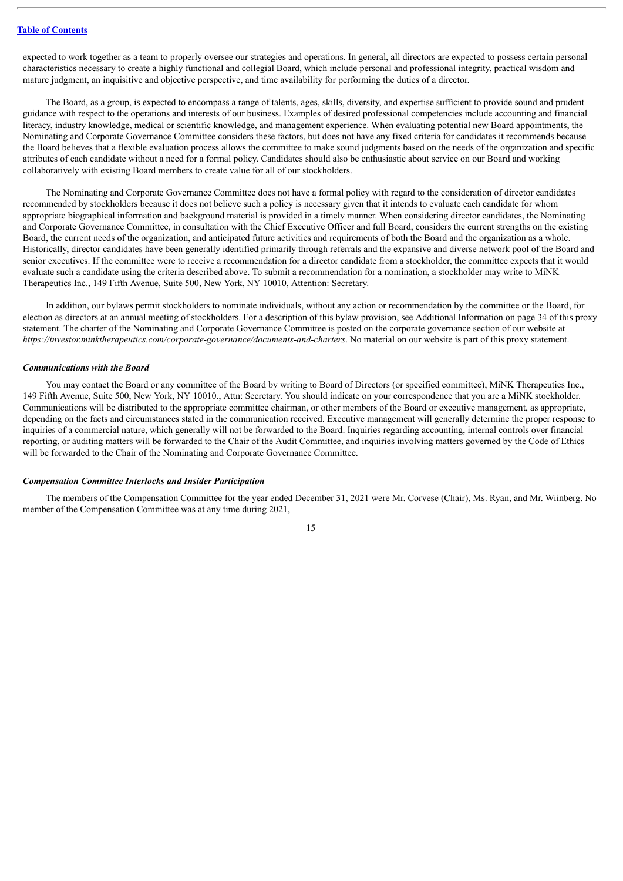expected to work together as a team to properly oversee our strategies and operations. In general, all directors are expected to possess certain personal characteristics necessary to create a highly functional and collegial Board, which include personal and professional integrity, practical wisdom and mature judgment, an inquisitive and objective perspective, and time availability for performing the duties of a director.

The Board, as a group, is expected to encompass a range of talents, ages, skills, diversity, and expertise sufficient to provide sound and prudent guidance with respect to the operations and interests of our business. Examples of desired professional competencies include accounting and financial literacy, industry knowledge, medical or scientific knowledge, and management experience. When evaluating potential new Board appointments, the Nominating and Corporate Governance Committee considers these factors, but does not have any fixed criteria for candidates it recommends because the Board believes that a flexible evaluation process allows the committee to make sound judgments based on the needs of the organization and specific attributes of each candidate without a need for a formal policy. Candidates should also be enthusiastic about service on our Board and working collaboratively with existing Board members to create value for all of our stockholders.

The Nominating and Corporate Governance Committee does not have a formal policy with regard to the consideration of director candidates recommended by stockholders because it does not believe such a policy is necessary given that it intends to evaluate each candidate for whom appropriate biographical information and background material is provided in a timely manner. When considering director candidates, the Nominating and Corporate Governance Committee, in consultation with the Chief Executive Officer and full Board, considers the current strengths on the existing Board, the current needs of the organization, and anticipated future activities and requirements of both the Board and the organization as a whole. Historically, director candidates have been generally identified primarily through referrals and the expansive and diverse network pool of the Board and senior executives. If the committee were to receive a recommendation for a director candidate from a stockholder, the committee expects that it would evaluate such a candidate using the criteria described above. To submit a recommendation for a nomination, a stockholder may write to MiNK Therapeutics Inc., 149 Fifth Avenue, Suite 500, New York, NY 10010, Attention: Secretary.

In addition, our bylaws permit stockholders to nominate individuals, without any action or recommendation by the committee or the Board, for election as directors at an annual meeting of stockholders. For a description of this bylaw provision, see Additional Information on page 34 of this proxy statement. The charter of the Nominating and Corporate Governance Committee is posted on the corporate governance section of our website at *https://investor.minktherapeutics.com/corporate-governance/documents-and-charters*. No material on our website is part of this proxy statement.

***Communications with the Board***

You may contact the Board or any committee of the Board by writing to Board of Directors (or specified committee), MiNK Therapeutics Inc., 149 Fifth Avenue, Suite 500, New York, NY 10010., Attn: Secretary. You should indicate on your correspondence that you are a MiNK stockholder. Communications will be distributed to the appropriate committee chairman, or other members of the Board or executive management, as appropriate, depending on the facts and circumstances stated in the communication received. Executive management will generally determine the proper response to inquiries of a commercial nature, which generally will not be forwarded to the Board. Inquiries regarding accounting, internal controls over financial reporting, or auditing matters will be forwarded to the Chair of the Audit Committee, and inquiries involving matters governed by the Code of Ethics will be forwarded to the Chair of the Nominating and Corporate Governance Committee.

***Compensation Committee Interlocks and Insider Participation***

The members of the Compensation Committee for the year ended December 31, 2021 were Mr. Corvese (Chair), Ms. Ryan, and Mr. Wiinberg. No member of the Compensation Committee was at any time during 2021,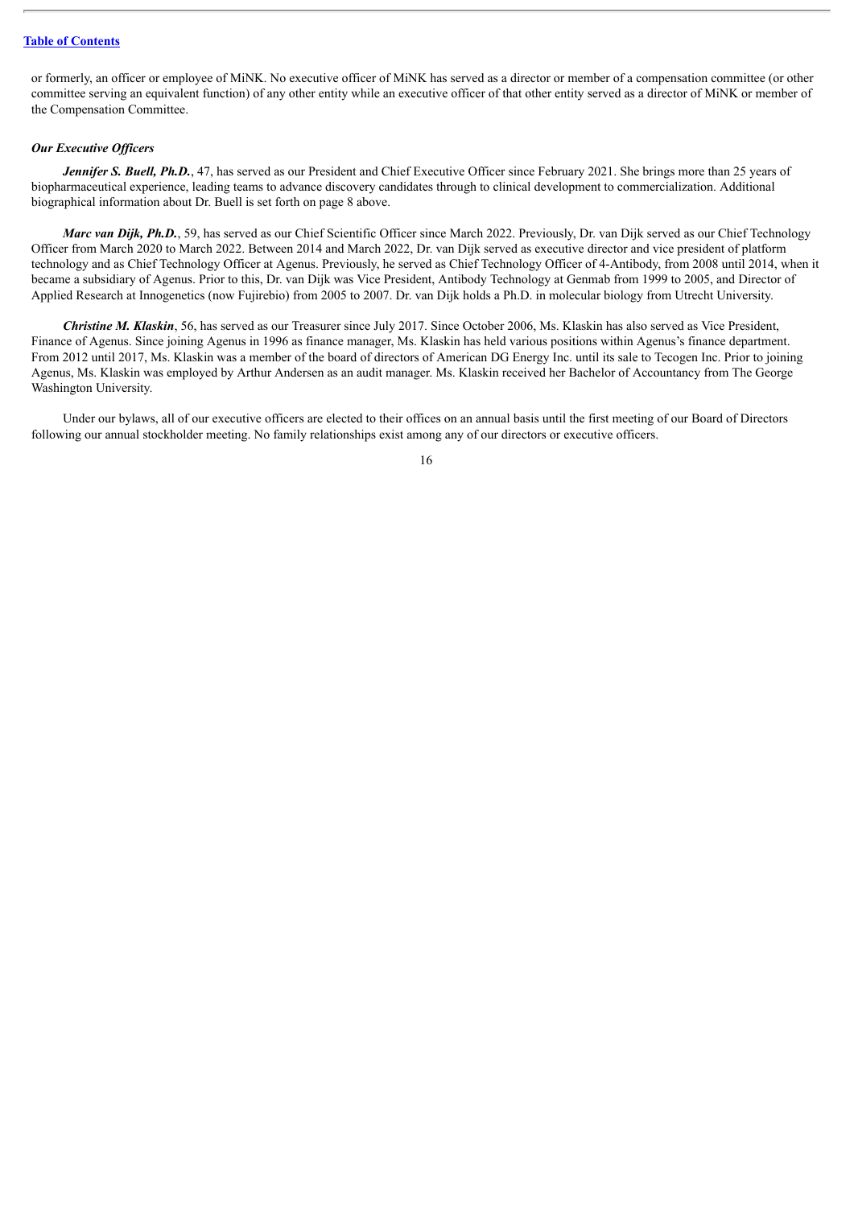or formerly, an officer or employee of MiNK. No executive officer of MiNK has served as a director or member of a compensation committee (or other committee serving an equivalent function) of any other entity while an executive officer of that other entity served as a director of MiNK or member of the Compensation Committee.

### *Our Executive Officers*

***Jennifer S. Buell, Ph.D.***, 47, has served as our President and Chief Executive Officer since February 2021. She brings more than 25 years of biopharmaceutical experience, leading teams to advance discovery candidates through to clinical development to commercialization. Additional biographical information about Dr. Buell is set forth on page 8 above.

***Marc van Dijk, Ph.D.***, 59, has served as our Chief Scientific Officer since March 2022. Previously, Dr. van Dijk served as our Chief Technology Officer from March 2020 to March 2022. Between 2014 and March 2022, Dr. van Dijk served as executive director and vice president of platform technology and as Chief Technology Officer at Agenus. Previously, he served as Chief Technology Officer of 4-Antibody, from 2008 until 2014, when it became a subsidiary of Agenus. Prior to this, Dr. van Dijk was Vice President, Antibody Technology at Genmab from 1999 to 2005, and Director of Applied Research at Innogenetics (now Fujirebio) from 2005 to 2007. Dr. van Dijk holds a Ph.D. in molecular biology from Utrecht University.

***Christine M. Klaskin***, 56, has served as our Treasurer since July 2017. Since October 2006, Ms. Klaskin has also served as Vice President, Finance of Agenus. Since joining Agenus in 1996 as finance manager, Ms. Klaskin has held various positions within Agenus's finance department. From 2012 until 2017, Ms. Klaskin was a member of the board of directors of American DG Energy Inc. until its sale to Tecogen Inc. Prior to joining Agenus, Ms. Klaskin was employed by Arthur Andersen as an audit manager. Ms. Klaskin received her Bachelor of Accountancy from The George Washington University.

Under our bylaws, all of our executive officers are elected to their offices on an annual basis until the first meeting of our Board of Directors following our annual stockholder meeting. No family relationships exist among any of our directors or executive officers.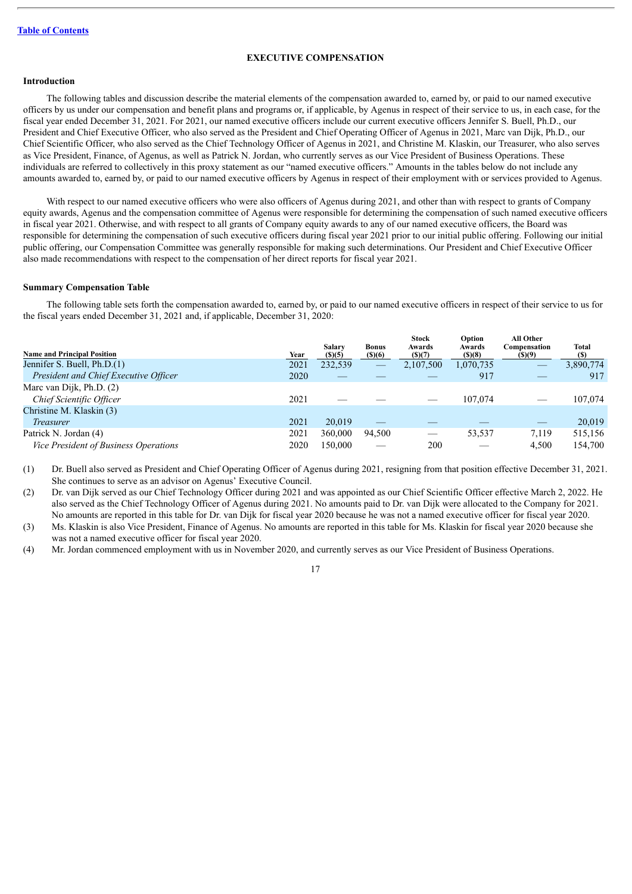[Table of Contents](#)

## EXECUTIVE COMPENSATION

### Introduction

The following tables and discussion describe the material elements of the compensation awarded to, earned by, or paid to our named executive officers by us under our compensation and benefit plans and programs or, if applicable, by Agenus in respect of their service to us, in each case, for the fiscal year ended December 31, 2021. For 2021, our named executive officers include our current executive officers Jennifer S. Buell, Ph.D., our President and Chief Executive Officer, who also served as the President and Chief Operating Officer of Agenus in 2021, Marc van Dijk, Ph.D., our Chief Scientific Officer, who also served as the Chief Technology Officer of Agenus in 2021, and Christine M. Klaskin, our Treasurer, who also serves as Vice President, Finance, of Agenus, as well as Patrick N. Jordan, who currently serves as our Vice President of Business Operations. These individuals are referred to collectively in this proxy statement as our "named executive officers." Amounts in the tables below do not include any amounts awarded to, earned by, or paid to our named executive officers by Agenus in respect of their employment with or services provided to Agenus.

With respect to our named executive officers who were also officers of Agenus during 2021, and other than with respect to grants of Company equity awards, Agenus and the compensation committee of Agenus were responsible for determining the compensation of such named executive officers in fiscal year 2021. Otherwise, and with respect to all grants of Company equity awards to any of our named executive officers, the Board was responsible for determining the compensation of such executive officers during fiscal year 2021 prior to our initial public offering. Following our initial public offering, our Compensation Committee was generally responsible for making such determinations. Our President and Chief Executive Officer also made recommendations with respect to the compensation of her direct reports for fiscal year 2021.

### Summary Compensation Table

The following table sets forth the compensation awarded to, earned by, or paid to our named executive officers in respect of their service to us for the fiscal years ended December 31, 2021 and, if applicable, December 31, 2020:

| Name and Principal Position | Year | Salary ($)(5) | Bonus ($)(6) | Stock Awards ($)(7) | Option Awards ($)(8) | All Other Compensation ($)(9) | Total ($) |
|---|---|---|---|---|---|---|---|
| Jennifer S. Buell, Ph.D.(1) | 2021 | 232,539 | — | 2,107,500 | 1,070,735 | — | 3,890,774 |
| *President and Chief Executive Officer* | 2020 | — | — | — | 917 | — | 917 |
| Marc van Dijk, Ph.D. (2) | | | | | | | |
| *Chief Scientific Officer* | 2021 | — | — | — | 107,074 | — | 107,074 |
| Christine M. Klaskin (3) | | | | | | | |
| *Treasurer* | 2021 | 20,019 | — | — | — | — | 20,019 |
| Patrick N. Jordan (4) | 2021 | 360,000 | 94,500 | — | 53,537 | 7,119 | 515,156 |
| *Vice President of Business Operations* | 2020 | 150,000 | — | 200 | — | 4,500 | 154,700 |

(1) Dr. Buell also served as President and Chief Operating Officer of Agenus during 2021, resigning from that position effective December 31, 2021. She continues to serve as an advisor on Agenus' Executive Council.

(2) Dr. van Dijk served as our Chief Technology Officer during 2021 and was appointed as our Chief Scientific Officer effective March 2, 2022. He also served as the Chief Technology Officer of Agenus during 2021. No amounts paid to Dr. van Dijk were allocated to the Company for 2021. No amounts are reported in this table for Dr. van Dijk for fiscal year 2020 because he was not a named executive officer for fiscal year 2020.

(3) Ms. Klaskin is also Vice President, Finance of Agenus. No amounts are reported in this table for Ms. Klaskin for fiscal year 2020 because she was not a named executive officer for fiscal year 2020.

(4) Mr. Jordan commenced employment with us in November 2020, and currently serves as our Vice President of Business Operations.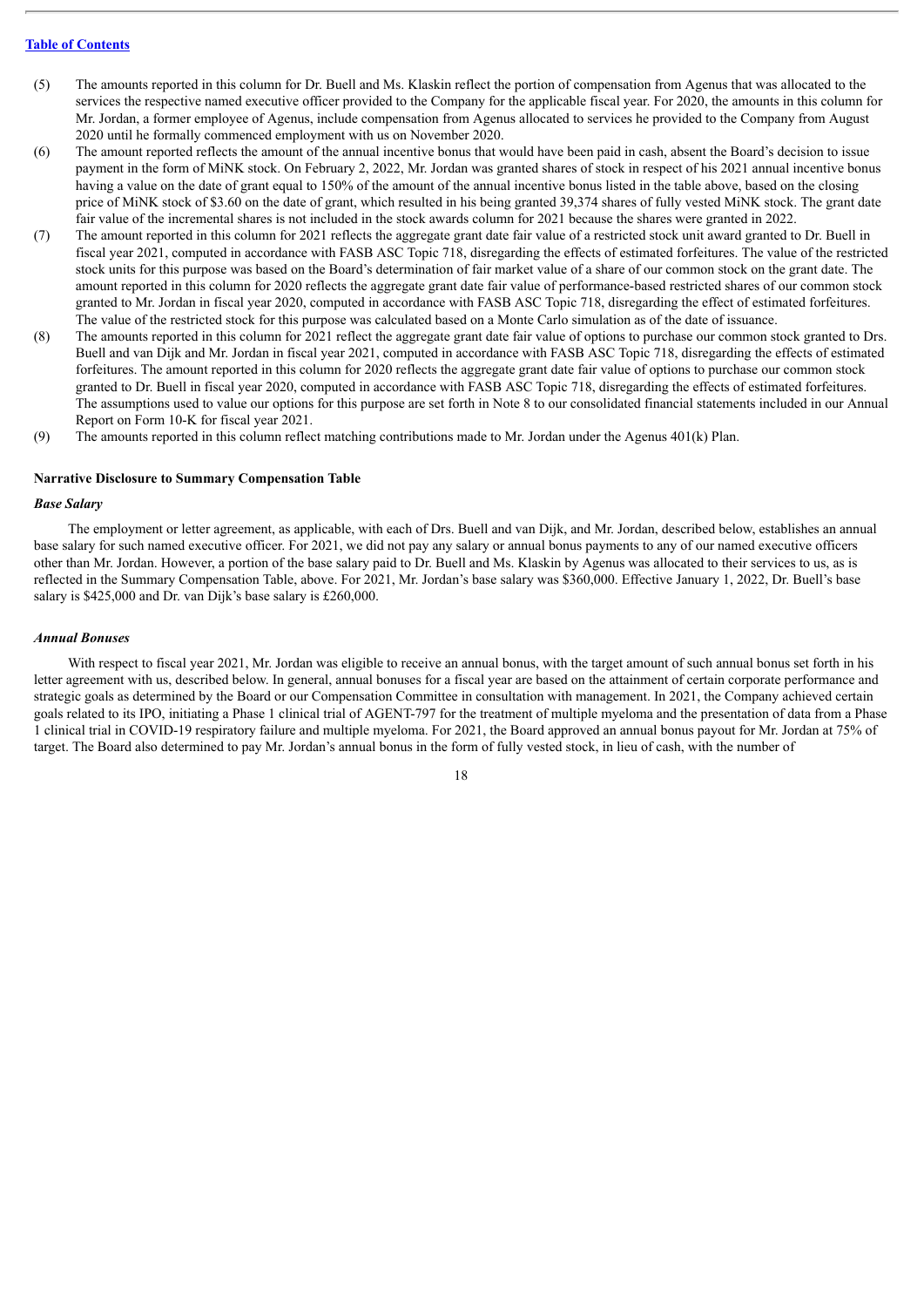(5) The amounts reported in this column for Dr. Buell and Ms. Klaskin reflect the portion of compensation from Agenus that was allocated to the services the respective named executive officer provided to the Company for the applicable fiscal year. For 2020, the amounts in this column for Mr. Jordan, a former employee of Agenus, include compensation from Agenus allocated to services he provided to the Company from August 2020 until he formally commenced employment with us on November 2020.

(6) The amount reported reflects the amount of the annual incentive bonus that would have been paid in cash, absent the Board's decision to issue payment in the form of MiNK stock. On February 2, 2022, Mr. Jordan was granted shares of stock in respect of his 2021 annual incentive bonus having a value on the date of grant equal to 150% of the amount of the annual incentive bonus listed in the table above, based on the closing price of MiNK stock of $3.60 on the date of grant, which resulted in his being granted 39,374 shares of fully vested MiNK stock. The grant date fair value of the incremental shares is not included in the stock awards column for 2021 because the shares were granted in 2022.

(7) The amount reported in this column for 2021 reflects the aggregate grant date fair value of a restricted stock unit award granted to Dr. Buell in fiscal year 2021, computed in accordance with FASB ASC Topic 718, disregarding the effects of estimated forfeitures. The value of the restricted stock units for this purpose was based on the Board's determination of fair market value of a share of our common stock on the grant date. The amount reported in this column for 2020 reflects the aggregate grant date fair value of performance-based restricted shares of our common stock granted to Mr. Jordan in fiscal year 2020, computed in accordance with FASB ASC Topic 718, disregarding the effect of estimated forfeitures. The value of the restricted stock for this purpose was calculated based on a Monte Carlo simulation as of the date of issuance.

(8) The amounts reported in this column for 2021 reflect the aggregate grant date fair value of options to purchase our common stock granted to Drs. Buell and van Dijk and Mr. Jordan in fiscal year 2021, computed in accordance with FASB ASC Topic 718, disregarding the effects of estimated forfeitures. The amount reported in this column for 2020 reflects the aggregate grant date fair value of options to purchase our common stock granted to Dr. Buell in fiscal year 2020, computed in accordance with FASB ASC Topic 718, disregarding the effects of estimated forfeitures. The assumptions used to value our options for this purpose are set forth in Note 8 to our consolidated financial statements included in our Annual Report on Form 10-K for fiscal year 2021.

(9) The amounts reported in this column reflect matching contributions made to Mr. Jordan under the Agenus 401(k) Plan.

### Narrative Disclosure to Summary Compensation Table

#### *Base Salary*

The employment or letter agreement, as applicable, with each of Drs. Buell and van Dijk, and Mr. Jordan, described below, establishes an annual base salary for such named executive officer. For 2021, we did not pay any salary or annual bonus payments to any of our named executive officers other than Mr. Jordan. However, a portion of the base salary paid to Dr. Buell and Ms. Klaskin by Agenus was allocated to their services to us, as is reflected in the Summary Compensation Table, above. For 2021, Mr. Jordan's base salary was $360,000. Effective January 1, 2022, Dr. Buell's base salary is $425,000 and Dr. van Dijk's base salary is £260,000.

#### *Annual Bonuses*

With respect to fiscal year 2021, Mr. Jordan was eligible to receive an annual bonus, with the target amount of such annual bonus set forth in his letter agreement with us, described below. In general, annual bonuses for a fiscal year are based on the attainment of certain corporate performance and strategic goals as determined by the Board or our Compensation Committee in consultation with management. In 2021, the Company achieved certain goals related to its IPO, initiating a Phase 1 clinical trial of AGENT-797 for the treatment of multiple myeloma and the presentation of data from a Phase 1 clinical trial in COVID-19 respiratory failure and multiple myeloma. For 2021, the Board approved an annual bonus payout for Mr. Jordan at 75% of target. The Board also determined to pay Mr. Jordan's annual bonus in the form of fully vested stock, in lieu of cash, with the number of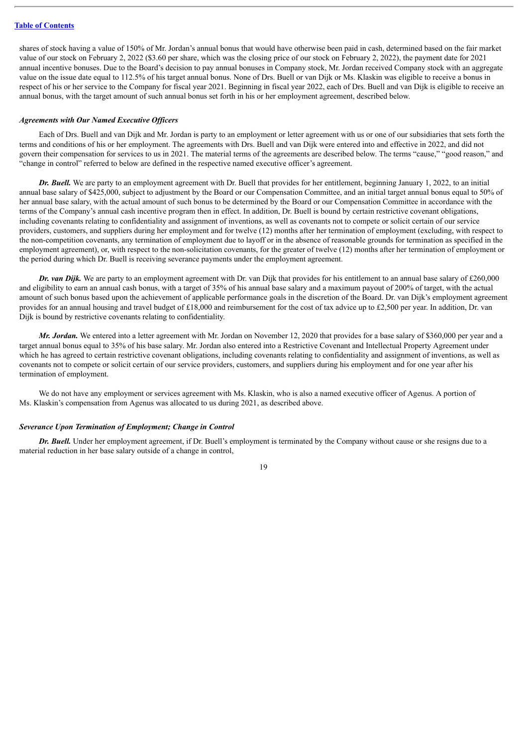shares of stock having a value of 150% of Mr. Jordan's annual bonus that would have otherwise been paid in cash, determined based on the fair market value of our stock on February 2, 2022 ($3.60 per share, which was the closing price of our stock on February 2, 2022), the payment date for 2021 annual incentive bonuses. Due to the Board's decision to pay annual bonuses in Company stock, Mr. Jordan received Company stock with an aggregate value on the issue date equal to 112.5% of his target annual bonus. None of Drs. Buell or van Dijk or Ms. Klaskin was eligible to receive a bonus in respect of his or her service to the Company for fiscal year 2021. Beginning in fiscal year 2022, each of Drs. Buell and van Dijk is eligible to receive an annual bonus, with the target amount of such annual bonus set forth in his or her employment agreement, described below.

### *Agreements with Our Named Executive Officers*

Each of Drs. Buell and van Dijk and Mr. Jordan is party to an employment or letter agreement with us or one of our subsidiaries that sets forth the terms and conditions of his or her employment. The agreements with Drs. Buell and van Dijk were entered into and effective in 2022, and did not govern their compensation for services to us in 2021. The material terms of the agreements are described below. The terms "cause," "good reason," and "change in control" referred to below are defined in the respective named executive officer's agreement.

***Dr. Buell.*** We are party to an employment agreement with Dr. Buell that provides for her entitlement, beginning January 1, 2022, to an initial annual base salary of $425,000, subject to adjustment by the Board or our Compensation Committee, and an initial target annual bonus equal to 50% of her annual base salary, with the actual amount of such bonus to be determined by the Board or our Compensation Committee in accordance with the terms of the Company's annual cash incentive program then in effect. In addition, Dr. Buell is bound by certain restrictive covenant obligations, including covenants relating to confidentiality and assignment of inventions, as well as covenants not to compete or solicit certain of our service providers, customers, and suppliers during her employment and for twelve (12) months after her termination of employment (excluding, with respect to the non-competition covenants, any termination of employment due to layoff or in the absence of reasonable grounds for termination as specified in the employment agreement), or, with respect to the non-solicitation covenants, for the greater of twelve (12) months after her termination of employment or the period during which Dr. Buell is receiving severance payments under the employment agreement.

***Dr. van Dijk.*** We are party to an employment agreement with Dr. van Dijk that provides for his entitlement to an annual base salary of £260,000 and eligibility to earn an annual cash bonus, with a target of 35% of his annual base salary and a maximum payout of 200% of target, with the actual amount of such bonus based upon the achievement of applicable performance goals in the discretion of the Board. Dr. van Dijk's employment agreement provides for an annual housing and travel budget of £18,000 and reimbursement for the cost of tax advice up to £2,500 per year. In addition, Dr. van Dijk is bound by restrictive covenants relating to confidentiality.

***Mr. Jordan.*** We entered into a letter agreement with Mr. Jordan on November 12, 2020 that provides for a base salary of $360,000 per year and a target annual bonus equal to 35% of his base salary. Mr. Jordan also entered into a Restrictive Covenant and Intellectual Property Agreement under which he has agreed to certain restrictive covenant obligations, including covenants relating to confidentiality and assignment of inventions, as well as covenants not to compete or solicit certain of our service providers, customers, and suppliers during his employment and for one year after his termination of employment.

We do not have any employment or services agreement with Ms. Klaskin, who is also a named executive officer of Agenus. A portion of Ms. Klaskin's compensation from Agenus was allocated to us during 2021, as described above.

### *Severance Upon Termination of Employment; Change in Control*

***Dr. Buell.*** Under her employment agreement, if Dr. Buell's employment is terminated by the Company without cause or she resigns due to a material reduction in her base salary outside of a change in control,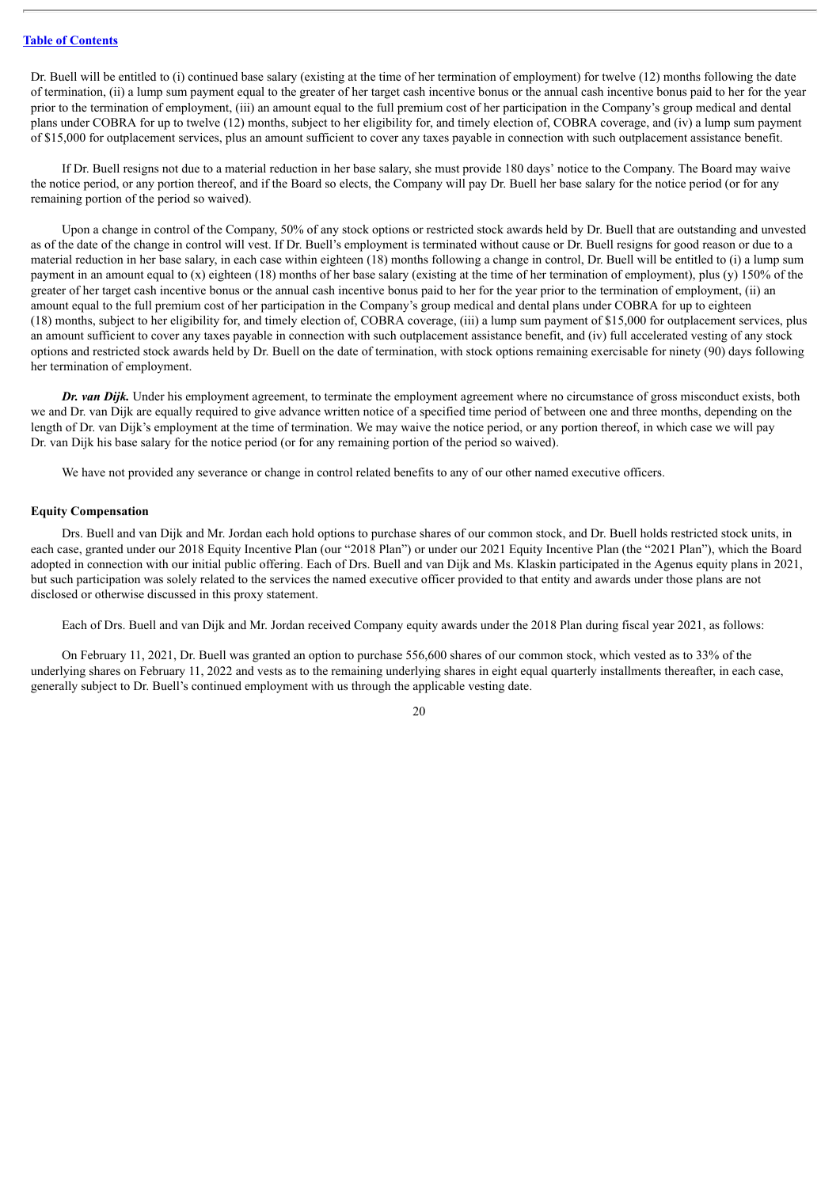Dr. Buell will be entitled to (i) continued base salary (existing at the time of her termination of employment) for twelve (12) months following the date of termination, (ii) a lump sum payment equal to the greater of her target cash incentive bonus or the annual cash incentive bonus paid to her for the year prior to the termination of employment, (iii) an amount equal to the full premium cost of her participation in the Company's group medical and dental plans under COBRA for up to twelve (12) months, subject to her eligibility for, and timely election of, COBRA coverage, and (iv) a lump sum payment of $15,000 for outplacement services, plus an amount sufficient to cover any taxes payable in connection with such outplacement assistance benefit.

If Dr. Buell resigns not due to a material reduction in her base salary, she must provide 180 days' notice to the Company. The Board may waive the notice period, or any portion thereof, and if the Board so elects, the Company will pay Dr. Buell her base salary for the notice period (or for any remaining portion of the period so waived).

Upon a change in control of the Company, 50% of any stock options or restricted stock awards held by Dr. Buell that are outstanding and unvested as of the date of the change in control will vest. If Dr. Buell's employment is terminated without cause or Dr. Buell resigns for good reason or due to a material reduction in her base salary, in each case within eighteen (18) months following a change in control, Dr. Buell will be entitled to (i) a lump sum payment in an amount equal to (x) eighteen (18) months of her base salary (existing at the time of her termination of employment), plus (y) 150% of the greater of her target cash incentive bonus or the annual cash incentive bonus paid to her for the year prior to the termination of employment, (ii) an amount equal to the full premium cost of her participation in the Company's group medical and dental plans under COBRA for up to eighteen (18) months, subject to her eligibility for, and timely election of, COBRA coverage, (iii) a lump sum payment of $15,000 for outplacement services, plus an amount sufficient to cover any taxes payable in connection with such outplacement assistance benefit, and (iv) full accelerated vesting of any stock options and restricted stock awards held by Dr. Buell on the date of termination, with stock options remaining exercisable for ninety (90) days following her termination of employment.

***Dr. van Dijk.*** Under his employment agreement, to terminate the employment agreement where no circumstance of gross misconduct exists, both we and Dr. van Dijk are equally required to give advance written notice of a specified time period of between one and three months, depending on the length of Dr. van Dijk's employment at the time of termination. We may waive the notice period, or any portion thereof, in which case we will pay Dr. van Dijk his base salary for the notice period (or for any remaining portion of the period so waived).

We have not provided any severance or change in control related benefits to any of our other named executive officers.

**Equity Compensation**

Drs. Buell and van Dijk and Mr. Jordan each hold options to purchase shares of our common stock, and Dr. Buell holds restricted stock units, in each case, granted under our 2018 Equity Incentive Plan (our "2018 Plan") or under our 2021 Equity Incentive Plan (the "2021 Plan"), which the Board adopted in connection with our initial public offering. Each of Drs. Buell and van Dijk and Ms. Klaskin participated in the Agenus equity plans in 2021, but such participation was solely related to the services the named executive officer provided to that entity and awards under those plans are not disclosed or otherwise discussed in this proxy statement.

Each of Drs. Buell and van Dijk and Mr. Jordan received Company equity awards under the 2018 Plan during fiscal year 2021, as follows:

On February 11, 2021, Dr. Buell was granted an option to purchase 556,600 shares of our common stock, which vested as to 33% of the underlying shares on February 11, 2022 and vests as to the remaining underlying shares in eight equal quarterly installments thereafter, in each case, generally subject to Dr. Buell's continued employment with us through the applicable vesting date.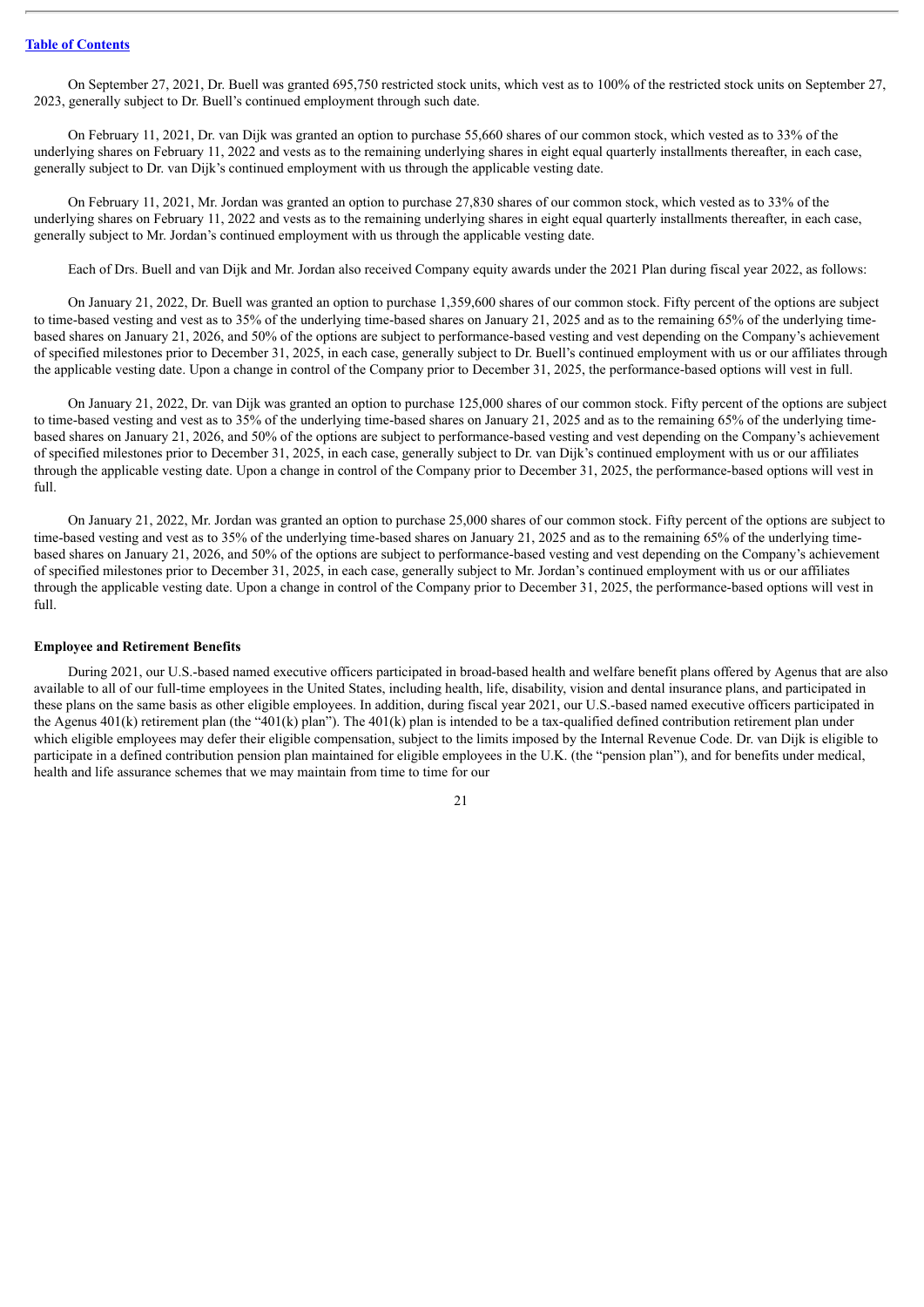On September 27, 2021, Dr. Buell was granted 695,750 restricted stock units, which vest as to 100% of the restricted stock units on September 27, 2023, generally subject to Dr. Buell's continued employment through such date.

On February 11, 2021, Dr. van Dijk was granted an option to purchase 55,660 shares of our common stock, which vested as to 33% of the underlying shares on February 11, 2022 and vests as to the remaining underlying shares in eight equal quarterly installments thereafter, in each case, generally subject to Dr. van Dijk's continued employment with us through the applicable vesting date.

On February 11, 2021, Mr. Jordan was granted an option to purchase 27,830 shares of our common stock, which vested as to 33% of the underlying shares on February 11, 2022 and vests as to the remaining underlying shares in eight equal quarterly installments thereafter, in each case, generally subject to Mr. Jordan's continued employment with us through the applicable vesting date.

Each of Drs. Buell and van Dijk and Mr. Jordan also received Company equity awards under the 2021 Plan during fiscal year 2022, as follows:

On January 21, 2022, Dr. Buell was granted an option to purchase 1,359,600 shares of our common stock. Fifty percent of the options are subject to time-based vesting and vest as to 35% of the underlying time-based shares on January 21, 2025 and as to the remaining 65% of the underlying time-based shares on January 21, 2026, and 50% of the options are subject to performance-based vesting and vest depending on the Company's achievement of specified milestones prior to December 31, 2025, in each case, generally subject to Dr. Buell's continued employment with us or our affiliates through the applicable vesting date. Upon a change in control of the Company prior to December 31, 2025, the performance-based options will vest in full.

On January 21, 2022, Dr. van Dijk was granted an option to purchase 125,000 shares of our common stock. Fifty percent of the options are subject to time-based vesting and vest as to 35% of the underlying time-based shares on January 21, 2025 and as to the remaining 65% of the underlying time-based shares on January 21, 2026, and 50% of the options are subject to performance-based vesting and vest depending on the Company's achievement of specified milestones prior to December 31, 2025, in each case, generally subject to Dr. van Dijk's continued employment with us or our affiliates through the applicable vesting date. Upon a change in control of the Company prior to December 31, 2025, the performance-based options will vest in full.

On January 21, 2022, Mr. Jordan was granted an option to purchase 25,000 shares of our common stock. Fifty percent of the options are subject to time-based vesting and vest as to 35% of the underlying time-based shares on January 21, 2025 and as to the remaining 65% of the underlying time-based shares on January 21, 2026, and 50% of the options are subject to performance-based vesting and vest depending on the Company's achievement of specified milestones prior to December 31, 2025, in each case, generally subject to Mr. Jordan's continued employment with us or our affiliates through the applicable vesting date. Upon a change in control of the Company prior to December 31, 2025, the performance-based options will vest in full.

**Employee and Retirement Benefits**

During 2021, our U.S.-based named executive officers participated in broad-based health and welfare benefit plans offered by Agenus that are also available to all of our full-time employees in the United States, including health, life, disability, vision and dental insurance plans, and participated in these plans on the same basis as other eligible employees. In addition, during fiscal year 2021, our U.S.-based named executive officers participated in the Agenus 401(k) retirement plan (the "401(k) plan"). The 401(k) plan is intended to be a tax-qualified defined contribution retirement plan under which eligible employees may defer their eligible compensation, subject to the limits imposed by the Internal Revenue Code. Dr. van Dijk is eligible to participate in a defined contribution pension plan maintained for eligible employees in the U.K. (the "pension plan"), and for benefits under medical, health and life assurance schemes that we may maintain from time to time for our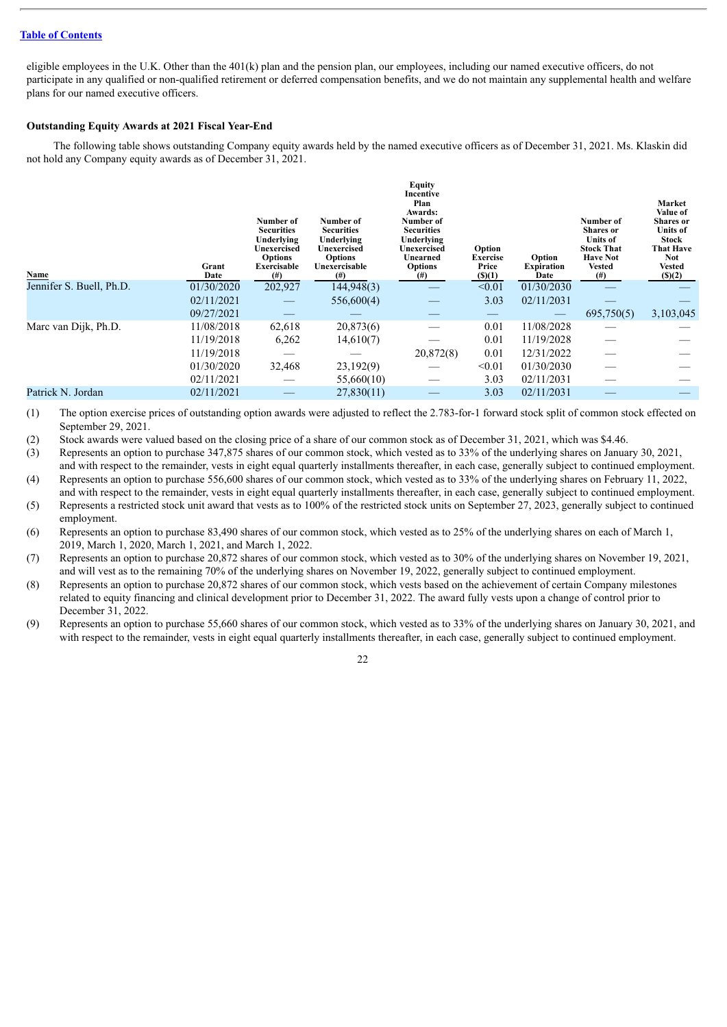eligible employees in the U.K. Other than the 401(k) plan and the pension plan, our employees, including our named executive officers, do not participate in any qualified or non-qualified retirement or deferred compensation benefits, and we do not maintain any supplemental health and welfare plans for our named executive officers.

**Outstanding Equity Awards at 2021 Fiscal Year-End**

The following table shows outstanding Company equity awards held by the named executive officers as of December 31, 2021. Ms. Klaskin did not hold any Company equity awards as of December 31, 2021.

| Name | Grant Date | Number of Securities Underlying Unexercised Options Exercisable (#) | Number of Securities Underlying Unexercised Options Unexercisable (#) | Equity Incentive Plan Awards: Number of Securities Underlying Unexercised Unearned Options (#) | Option Exercise Price ($)(1) | Option Expiration Date | Number of Shares or Units of Stock That Have Not Vested (#) | Market Value of Shares or Units of Stock That Have Not Vested ($)(2) |
|---|---|---|---|---|---|---|---|---|
| Jennifer S. Buell, Ph.D. | 01/30/2020 | 202,927 | 144,948(3) | — | <0.01 | 01/30/2030 | — | — |
| | 02/11/2021 | — | 556,600(4) | — | 3.03 | 02/11/2031 | — | — |
| | 09/27/2021 | — | — | — | — | — | 695,750(5) | 3,103,045 |
| Marc van Dijk, Ph.D. | 11/08/2018 | 62,618 | 20,873(6) | — | 0.01 | 11/08/2028 | — | — |
| | 11/19/2018 | 6,262 | 14,610(7) | — | 0.01 | 11/19/2028 | — | — |
| | 11/19/2018 | — | — | 20,872(8) | 0.01 | 12/31/2022 | — | — |
| | 01/30/2020 | 32,468 | 23,192(9) | — | <0.01 | 01/30/2030 | — | — |
| | 02/11/2021 | — | 55,660(10) | — | 3.03 | 02/11/2031 | — | — |
| Patrick N. Jordan | 02/11/2021 | — | 27,830(11) | — | 3.03 | 02/11/2031 | — | — |

(1) The option exercise prices of outstanding option awards were adjusted to reflect the 2.783-for-1 forward stock split of common stock effected on September 29, 2021.

(2) Stock awards were valued based on the closing price of a share of our common stock as of December 31, 2021, which was $4.46.

(3) Represents an option to purchase 347,875 shares of our common stock, which vested as to 33% of the underlying shares on January 30, 2021, and with respect to the remainder, vests in eight equal quarterly installments thereafter, in each case, generally subject to continued employment.

(4) Represents an option to purchase 556,600 shares of our common stock, which vested as to 33% of the underlying shares on February 11, 2022, and with respect to the remainder, vests in eight equal quarterly installments thereafter, in each case, generally subject to continued employment.

(5) Represents a restricted stock unit award that vests as to 100% of the restricted stock units on September 27, 2023, generally subject to continued employment.

(6) Represents an option to purchase 83,490 shares of our common stock, which vested as to 25% of the underlying shares on each of March 1, 2019, March 1, 2020, March 1, 2021, and March 1, 2022.

(7) Represents an option to purchase 20,872 shares of our common stock, which vested as to 30% of the underlying shares on November 19, 2021, and will vest as to the remaining 70% of the underlying shares on November 19, 2022, generally subject to continued employment.

(8) Represents an option to purchase 20,872 shares of our common stock, which vests based on the achievement of certain Company milestones related to equity financing and clinical development prior to December 31, 2022. The award fully vests upon a change of control prior to December 31, 2022.

(9) Represents an option to purchase 55,660 shares of our common stock, which vested as to 33% of the underlying shares on January 30, 2021, and with respect to the remainder, vests in eight equal quarterly installments thereafter, in each case, generally subject to continued employment.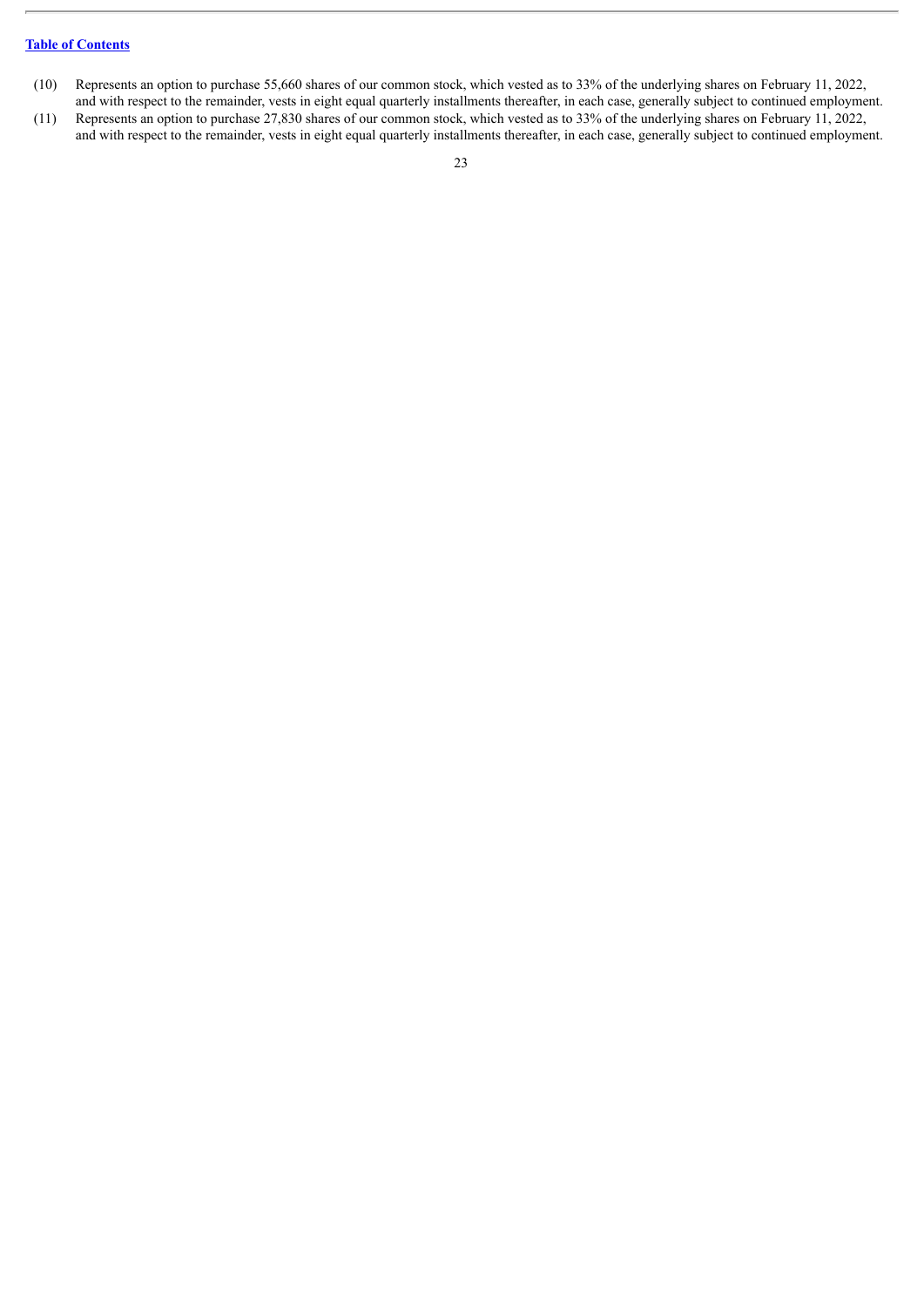(10) Represents an option to purchase 55,660 shares of our common stock, which vested as to 33% of the underlying shares on February 11, 2022, and with respect to the remainder, vests in eight equal quarterly installments thereafter, in each case, generally subject to continued employment.

(11) Represents an option to purchase 27,830 shares of our common stock, which vested as to 33% of the underlying shares on February 11, 2022, and with respect to the remainder, vests in eight equal quarterly installments thereafter, in each case, generally subject to continued employment.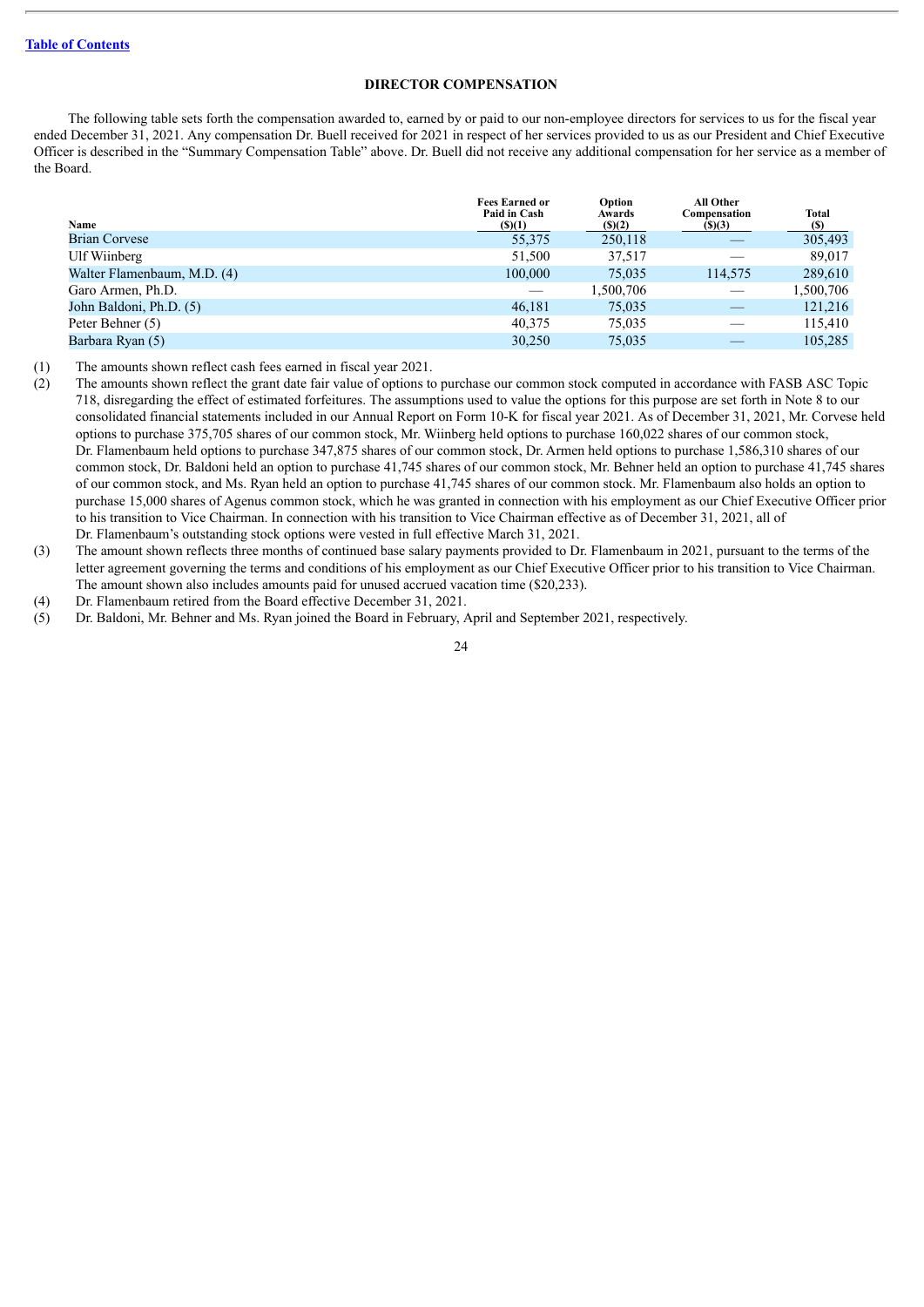[Table of Contents](#)

## DIRECTOR COMPENSATION

The following table sets forth the compensation awarded to, earned by or paid to our non-employee directors for services to us for the fiscal year ended December 31, 2021. Any compensation Dr. Buell received for 2021 in respect of her services provided to us as our President and Chief Executive Officer is described in the "Summary Compensation Table" above. Dr. Buell did not receive any additional compensation for her service as a member of the Board.

| Name | Fees Earned or Paid in Cash ($)(1) | Option Awards ($)(2) | All Other Compensation ($)(3) | Total ($) |
|---|---|---|---|---|
| Brian Corvese | 55,375 | 250,118 | — | 305,493 |
| Ulf Wiinberg | 51,500 | 37,517 | — | 89,017 |
| Walter Flamenbaum, M.D. (4) | 100,000 | 75,035 | 114,575 | 289,610 |
| Garo Armen, Ph.D. | — | 1,500,706 | — | 1,500,706 |
| John Baldoni, Ph.D. (5) | 46,181 | 75,035 | — | 121,216 |
| Peter Behner (5) | 40,375 | 75,035 | — | 115,410 |
| Barbara Ryan (5) | 30,250 | 75,035 | — | 105,285 |

(1) The amounts shown reflect cash fees earned in fiscal year 2021.

(2) The amounts shown reflect the grant date fair value of options to purchase our common stock computed in accordance with FASB ASC Topic 718, disregarding the effect of estimated forfeitures. The assumptions used to value the options for this purpose are set forth in Note 8 to our consolidated financial statements included in our Annual Report on Form 10-K for fiscal year 2021. As of December 31, 2021, Mr. Corvese held options to purchase 375,705 shares of our common stock, Mr. Wiinberg held options to purchase 160,022 shares of our common stock, Dr. Flamenbaum held options to purchase 347,875 shares of our common stock, Dr. Armen held options to purchase 1,586,310 shares of our common stock, Dr. Baldoni held an option to purchase 41,745 shares of our common stock, Mr. Behner held an option to purchase 41,745 shares of our common stock, and Ms. Ryan held an option to purchase 41,745 shares of our common stock. Mr. Flamenbaum also holds an option to purchase 15,000 shares of Agenus common stock, which he was granted in connection with his employment as our Chief Executive Officer prior to his transition to Vice Chairman. In connection with his transition to Vice Chairman effective as of December 31, 2021, all of Dr. Flamenbaum's outstanding stock options were vested in full effective March 31, 2021.

(3) The amount shown reflects three months of continued base salary payments provided to Dr. Flamenbaum in 2021, pursuant to the terms of the letter agreement governing the terms and conditions of his employment as our Chief Executive Officer prior to his transition to Vice Chairman. The amount shown also includes amounts paid for unused accrued vacation time ($20,233).

(4) Dr. Flamenbaum retired from the Board effective December 31, 2021.

(5) Dr. Baldoni, Mr. Behner and Ms. Ryan joined the Board in February, April and September 2021, respectively.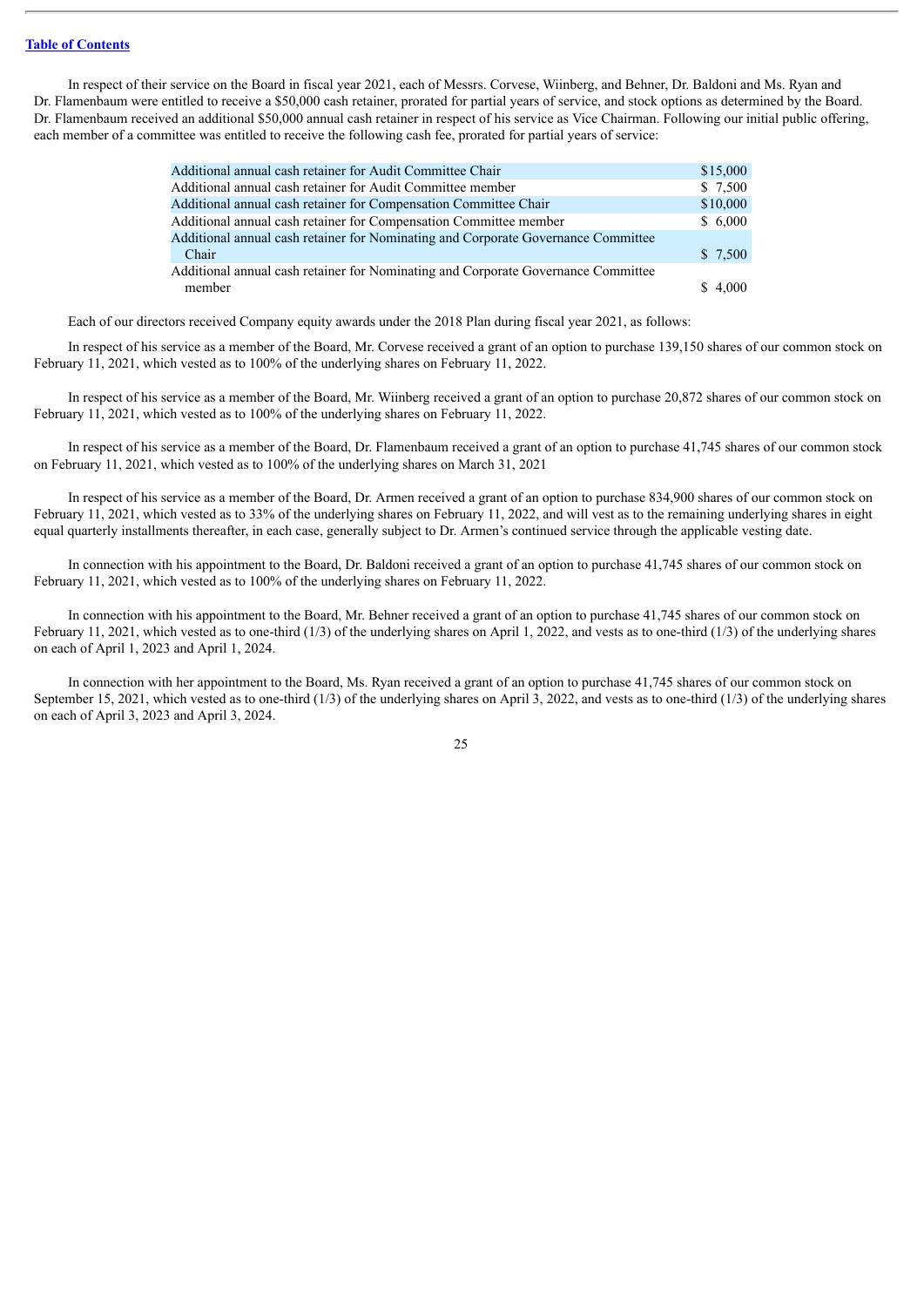In respect of their service on the Board in fiscal year 2021, each of Messrs. Corvese, Wiinberg, and Behner, Dr. Baldoni and Ms. Ryan and Dr. Flamenbaum were entitled to receive a $50,000 cash retainer, prorated for partial years of service, and stock options as determined by the Board. Dr. Flamenbaum received an additional $50,000 annual cash retainer in respect of his service as Vice Chairman. Following our initial public offering, each member of a committee was entitled to receive the following cash fee, prorated for partial years of service:

| | |
|---|---|
| Additional annual cash retainer for Audit Committee Chair | $15,000 |
| Additional annual cash retainer for Audit Committee member | $ 7,500 |
| Additional annual cash retainer for Compensation Committee Chair | $10,000 |
| Additional annual cash retainer for Compensation Committee member | $ 6,000 |
| Additional annual cash retainer for Nominating and Corporate Governance Committee Chair | $ 7,500 |
| Additional annual cash retainer for Nominating and Corporate Governance Committee member | $ 4,000 |

Each of our directors received Company equity awards under the 2018 Plan during fiscal year 2021, as follows:

In respect of his service as a member of the Board, Mr. Corvese received a grant of an option to purchase 139,150 shares of our common stock on February 11, 2021, which vested as to 100% of the underlying shares on February 11, 2022.

In respect of his service as a member of the Board, Mr. Wiinberg received a grant of an option to purchase 20,872 shares of our common stock on February 11, 2021, which vested as to 100% of the underlying shares on February 11, 2022.

In respect of his service as a member of the Board, Dr. Flamenbaum received a grant of an option to purchase 41,745 shares of our common stock on February 11, 2021, which vested as to 100% of the underlying shares on March 31, 2021

In respect of his service as a member of the Board, Dr. Armen received a grant of an option to purchase 834,900 shares of our common stock on February 11, 2021, which vested as to 33% of the underlying shares on February 11, 2022, and will vest as to the remaining underlying shares in eight equal quarterly installments thereafter, in each case, generally subject to Dr. Armen's continued service through the applicable vesting date.

In connection with his appointment to the Board, Dr. Baldoni received a grant of an option to purchase 41,745 shares of our common stock on February 11, 2021, which vested as to 100% of the underlying shares on February 11, 2022.

In connection with his appointment to the Board, Mr. Behner received a grant of an option to purchase 41,745 shares of our common stock on February 11, 2021, which vested as to one-third (1/3) of the underlying shares on April 1, 2022, and vests as to one-third (1/3) of the underlying shares on each of April 1, 2023 and April 1, 2024.

In connection with her appointment to the Board, Ms. Ryan received a grant of an option to purchase 41,745 shares of our common stock on September 15, 2021, which vested as to one-third (1/3) of the underlying shares on April 3, 2022, and vests as to one-third (1/3) of the underlying shares on each of April 3, 2023 and April 3, 2024.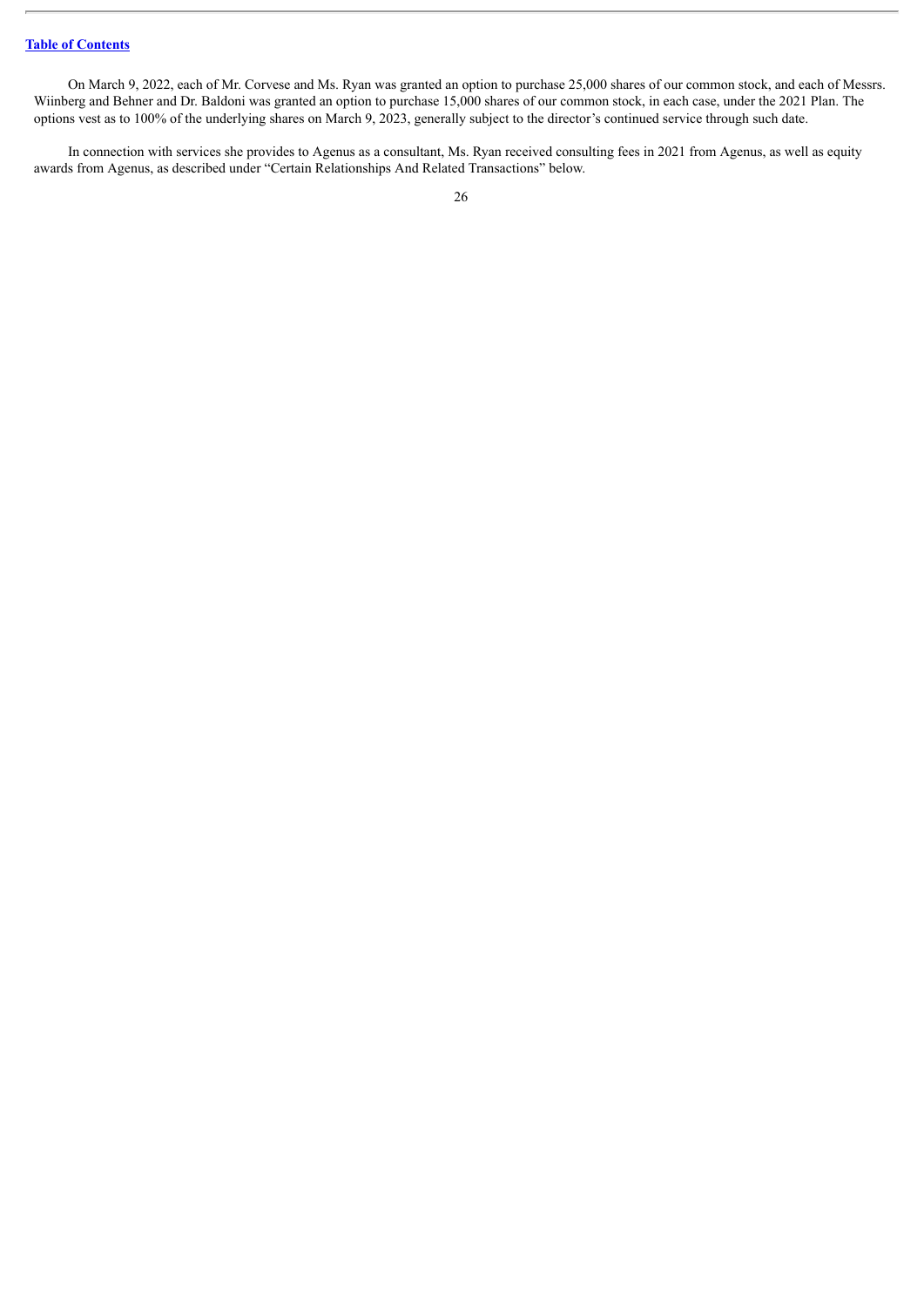On March 9, 2022, each of Mr. Corvese and Ms. Ryan was granted an option to purchase 25,000 shares of our common stock, and each of Messrs. Wiinberg and Behner and Dr. Baldoni was granted an option to purchase 15,000 shares of our common stock, in each case, under the 2021 Plan. The options vest as to 100% of the underlying shares on March 9, 2023, generally subject to the director's continued service through such date.

In connection with services she provides to Agenus as a consultant, Ms. Ryan received consulting fees in 2021 from Agenus, as well as equity awards from Agenus, as described under "Certain Relationships And Related Transactions" below.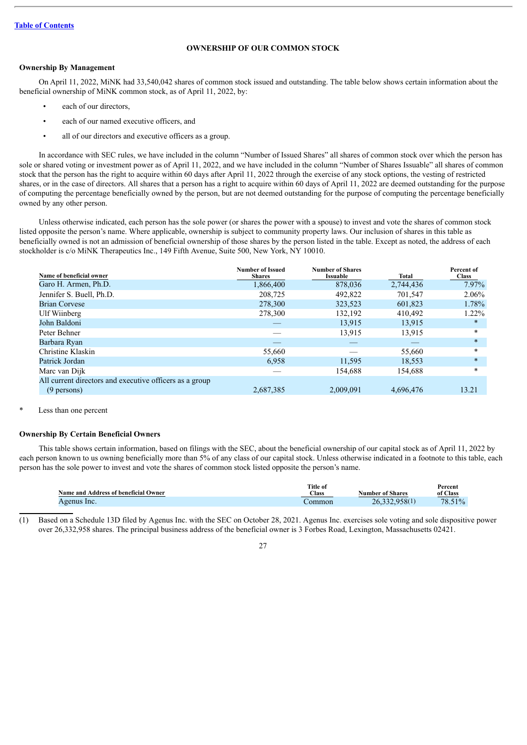[Table of Contents](#)

## OWNERSHIP OF OUR COMMON STOCK

### Ownership By Management

On April 11, 2022, MiNK had 33,540,042 shares of common stock issued and outstanding. The table below shows certain information about the beneficial ownership of MiNK common stock, as of April 11, 2022, by:

- each of our directors,
- each of our named executive officers, and
- all of our directors and executive officers as a group.

In accordance with SEC rules, we have included in the column "Number of Issued Shares" all shares of common stock over which the person has sole or shared voting or investment power as of April 11, 2022, and we have included in the column "Number of Shares Issuable" all shares of common stock that the person has the right to acquire within 60 days after April 11, 2022 through the exercise of any stock options, the vesting of restricted shares, or in the case of directors. All shares that a person has a right to acquire within 60 days of April 11, 2022 are deemed outstanding for the purpose of computing the percentage beneficially owned by the person, but are not deemed outstanding for the purpose of computing the percentage beneficially owned by any other person.

Unless otherwise indicated, each person has the sole power (or shares the power with a spouse) to invest and vote the shares of common stock listed opposite the person's name. Where applicable, ownership is subject to community property laws. Our inclusion of shares in this table as beneficially owned is not an admission of beneficial ownership of those shares by the person listed in the table. Except as noted, the address of each stockholder is c/o MiNK Therapeutics Inc., 149 Fifth Avenue, Suite 500, New York, NY 10010.

| Name of beneficial owner | Number of Issued Shares | Number of Shares Issuable | Total | Percent of Class |
|---|---|---|---|---|
| Garo H. Armen, Ph.D. | 1,866,400 | 878,036 | 2,744,436 | 7.97% |
| Jennifer S. Buell, Ph.D. | 208,725 | 492,822 | 701,547 | 2.06% |
| Brian Corvese | 278,300 | 323,523 | 601,823 | 1.78% |
| Ulf Wiinberg | 278,300 | 132,192 | 410,492 | 1.22% |
| John Baldoni | — | 13,915 | 13,915 | * |
| Peter Behner | — | 13,915 | 13,915 | * |
| Barbara Ryan | — | — | — | * |
| Christine Klaskin | 55,660 | — | 55,660 | * |
| Patrick Jordan | 6,958 | 11,595 | 18,553 | * |
| Marc van Dijk | — | 154,688 | 154,688 | * |
| All current directors and executive officers as a group (9 persons) | 2,687,385 | 2,009,091 | 4,696,476 | 13.21 |

\* Less than one percent

### Ownership By Certain Beneficial Owners

This table shows certain information, based on filings with the SEC, about the beneficial ownership of our capital stock as of April 11, 2022 by each person known to us owning beneficially more than 5% of any class of our capital stock. Unless otherwise indicated in a footnote to this table, each person has the sole power to invest and vote the shares of common stock listed opposite the person's name.

| Name and Address of beneficial Owner | Title of Class | Number of Shares | Percent of Class |
|---|---|---|---|
| Agenus Inc. | Common | 26,332,958(1) | 78.51% |

(1) Based on a Schedule 13D filed by Agenus Inc. with the SEC on October 28, 2021. Agenus Inc. exercises sole voting and sole dispositive power over 26,332,958 shares. The principal business address of the beneficial owner is 3 Forbes Road, Lexington, Massachusetts 02421.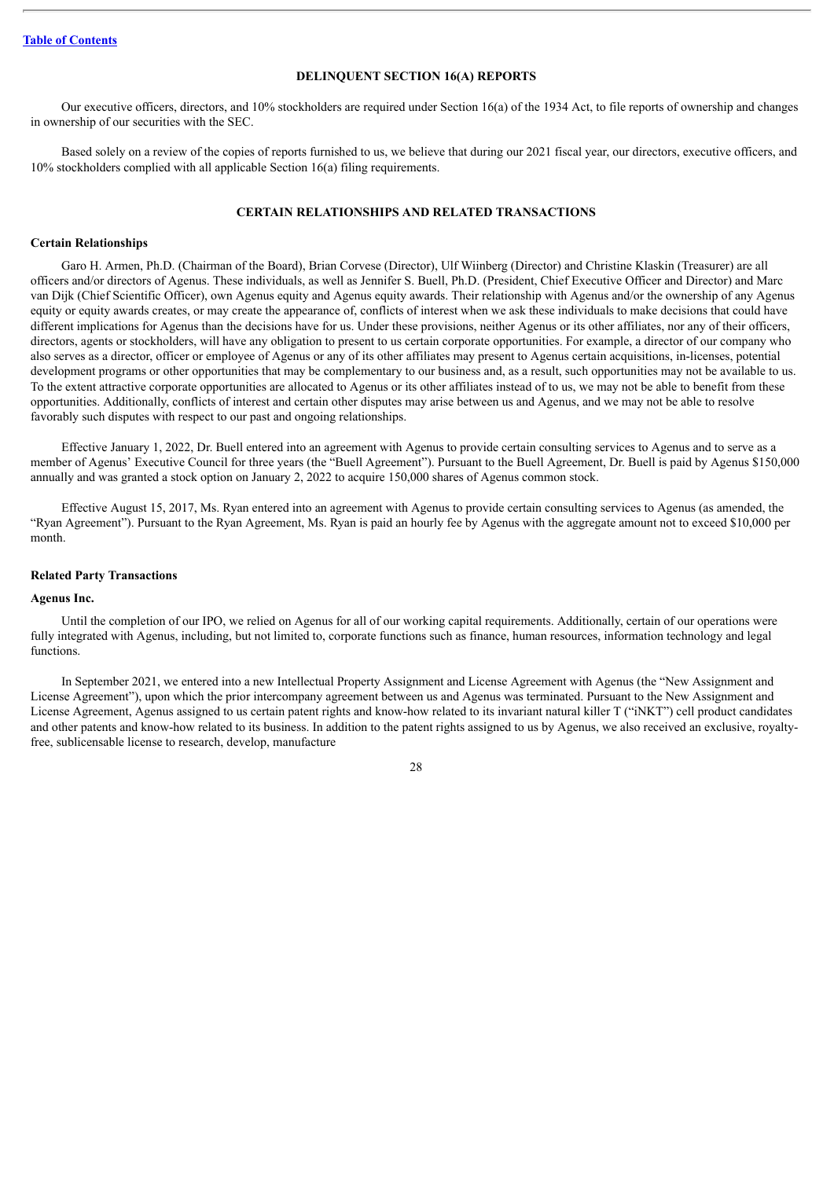## DELINQUENT SECTION 16(A) REPORTS

Our executive officers, directors, and 10% stockholders are required under Section 16(a) of the 1934 Act, to file reports of ownership and changes in ownership of our securities with the SEC.

Based solely on a review of the copies of reports furnished to us, we believe that during our 2021 fiscal year, our directors, executive officers, and 10% stockholders complied with all applicable Section 16(a) filing requirements.

## CERTAIN RELATIONSHIPS AND RELATED TRANSACTIONS

### Certain Relationships

Garo H. Armen, Ph.D. (Chairman of the Board), Brian Corvese (Director), Ulf Wiinberg (Director) and Christine Klaskin (Treasurer) are all officers and/or directors of Agenus. These individuals, as well as Jennifer S. Buell, Ph.D. (President, Chief Executive Officer and Director) and Marc van Dijk (Chief Scientific Officer), own Agenus equity and Agenus equity awards. Their relationship with Agenus and/or the ownership of any Agenus equity or equity awards creates, or may create the appearance of, conflicts of interest when we ask these individuals to make decisions that could have different implications for Agenus than the decisions have for us. Under these provisions, neither Agenus or its other affiliates, nor any of their officers, directors, agents or stockholders, will have any obligation to present to us certain corporate opportunities. For example, a director of our company who also serves as a director, officer or employee of Agenus or any of its other affiliates may present to Agenus certain acquisitions, in-licenses, potential development programs or other opportunities that may be complementary to our business and, as a result, such opportunities may not be available to us. To the extent attractive corporate opportunities are allocated to Agenus or its other affiliates instead of to us, we may not be able to benefit from these opportunities. Additionally, conflicts of interest and certain other disputes may arise between us and Agenus, and we may not be able to resolve favorably such disputes with respect to our past and ongoing relationships.

Effective January 1, 2022, Dr. Buell entered into an agreement with Agenus to provide certain consulting services to Agenus and to serve as a member of Agenus' Executive Council for three years (the "Buell Agreement"). Pursuant to the Buell Agreement, Dr. Buell is paid by Agenus $150,000 annually and was granted a stock option on January 2, 2022 to acquire 150,000 shares of Agenus common stock.

Effective August 15, 2017, Ms. Ryan entered into an agreement with Agenus to provide certain consulting services to Agenus (as amended, the "Ryan Agreement"). Pursuant to the Ryan Agreement, Ms. Ryan is paid an hourly fee by Agenus with the aggregate amount not to exceed $10,000 per month.

### Related Party Transactions

#### Agenus Inc.

Until the completion of our IPO, we relied on Agenus for all of our working capital requirements. Additionally, certain of our operations were fully integrated with Agenus, including, but not limited to, corporate functions such as finance, human resources, information technology and legal functions.

In September 2021, we entered into a new Intellectual Property Assignment and License Agreement with Agenus (the "New Assignment and License Agreement"), upon which the prior intercompany agreement between us and Agenus was terminated. Pursuant to the New Assignment and License Agreement, Agenus assigned to us certain patent rights and know-how related to its invariant natural killer T ("iNKT") cell product candidates and other patents and know-how related to its business. In addition to the patent rights assigned to us by Agenus, we also received an exclusive, royalty-free, sublicensable license to research, develop, manufacture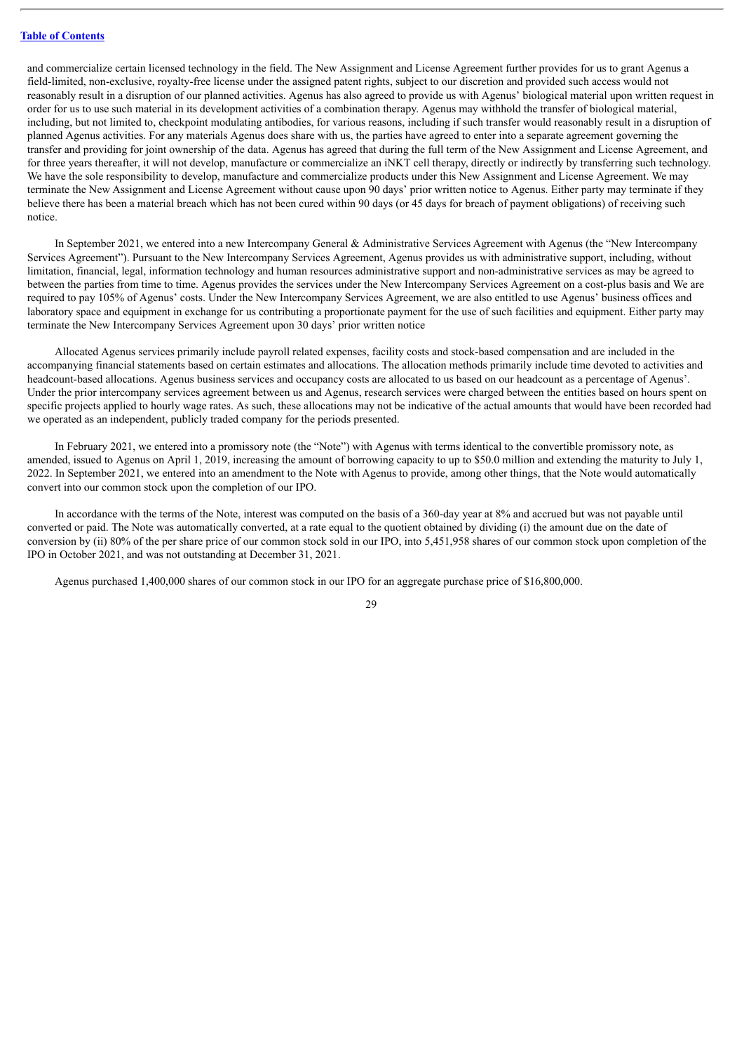and commercialize certain licensed technology in the field. The New Assignment and License Agreement further provides for us to grant Agenus a field-limited, non-exclusive, royalty-free license under the assigned patent rights, subject to our discretion and provided such access would not reasonably result in a disruption of our planned activities. Agenus has also agreed to provide us with Agenus' biological material upon written request in order for us to use such material in its development activities of a combination therapy. Agenus may withhold the transfer of biological material, including, but not limited to, checkpoint modulating antibodies, for various reasons, including if such transfer would reasonably result in a disruption of planned Agenus activities. For any materials Agenus does share with us, the parties have agreed to enter into a separate agreement governing the transfer and providing for joint ownership of the data. Agenus has agreed that during the full term of the New Assignment and License Agreement, and for three years thereafter, it will not develop, manufacture or commercialize an iNKT cell therapy, directly or indirectly by transferring such technology. We have the sole responsibility to develop, manufacture and commercialize products under this New Assignment and License Agreement. We may terminate the New Assignment and License Agreement without cause upon 90 days' prior written notice to Agenus. Either party may terminate if they believe there has been a material breach which has not been cured within 90 days (or 45 days for breach of payment obligations) of receiving such notice.

In September 2021, we entered into a new Intercompany General & Administrative Services Agreement with Agenus (the "New Intercompany Services Agreement"). Pursuant to the New Intercompany Services Agreement, Agenus provides us with administrative support, including, without limitation, financial, legal, information technology and human resources administrative support and non-administrative services as may be agreed to between the parties from time to time. Agenus provides the services under the New Intercompany Services Agreement on a cost-plus basis and We are required to pay 105% of Agenus' costs. Under the New Intercompany Services Agreement, we are also entitled to use Agenus' business offices and laboratory space and equipment in exchange for us contributing a proportionate payment for the use of such facilities and equipment. Either party may terminate the New Intercompany Services Agreement upon 30 days' prior written notice

Allocated Agenus services primarily include payroll related expenses, facility costs and stock-based compensation and are included in the accompanying financial statements based on certain estimates and allocations. The allocation methods primarily include time devoted to activities and headcount-based allocations. Agenus business services and occupancy costs are allocated to us based on our headcount as a percentage of Agenus'. Under the prior intercompany services agreement between us and Agenus, research services were charged between the entities based on hours spent on specific projects applied to hourly wage rates. As such, these allocations may not be indicative of the actual amounts that would have been recorded had we operated as an independent, publicly traded company for the periods presented.

In February 2021, we entered into a promissory note (the "Note") with Agenus with terms identical to the convertible promissory note, as amended, issued to Agenus on April 1, 2019, increasing the amount of borrowing capacity to up to $50.0 million and extending the maturity to July 1, 2022. In September 2021, we entered into an amendment to the Note with Agenus to provide, among other things, that the Note would automatically convert into our common stock upon the completion of our IPO.

In accordance with the terms of the Note, interest was computed on the basis of a 360-day year at 8% and accrued but was not payable until converted or paid. The Note was automatically converted, at a rate equal to the quotient obtained by dividing (i) the amount due on the date of conversion by (ii) 80% of the per share price of our common stock sold in our IPO, into 5,451,958 shares of our common stock upon completion of the IPO in October 2021, and was not outstanding at December 31, 2021.

Agenus purchased 1,400,000 shares of our common stock in our IPO for an aggregate purchase price of $16,800,000.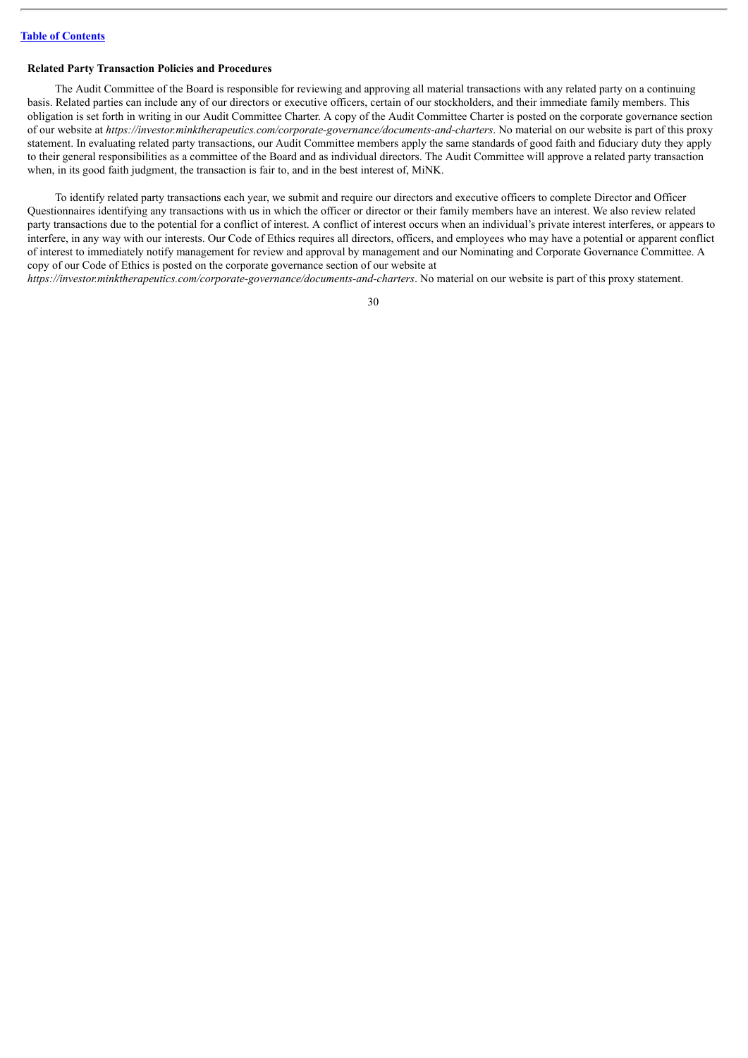### Related Party Transaction Policies and Procedures

The Audit Committee of the Board is responsible for reviewing and approving all material transactions with any related party on a continuing basis. Related parties can include any of our directors or executive officers, certain of our stockholders, and their immediate family members. This obligation is set forth in writing in our Audit Committee Charter. A copy of the Audit Committee Charter is posted on the corporate governance section of our website at *https://investor.minktherapeutics.com/corporate-governance/documents-and-charters*. No material on our website is part of this proxy statement. In evaluating related party transactions, our Audit Committee members apply the same standards of good faith and fiduciary duty they apply to their general responsibilities as a committee of the Board and as individual directors. The Audit Committee will approve a related party transaction when, in its good faith judgment, the transaction is fair to, and in the best interest of, MiNK.

To identify related party transactions each year, we submit and require our directors and executive officers to complete Director and Officer Questionnaires identifying any transactions with us in which the officer or director or their family members have an interest. We also review related party transactions due to the potential for a conflict of interest. A conflict of interest occurs when an individual's private interest interferes, or appears to interfere, in any way with our interests. Our Code of Ethics requires all directors, officers, and employees who may have a potential or apparent conflict of interest to immediately notify management for review and approval by management and our Nominating and Corporate Governance Committee. A copy of our Code of Ethics is posted on the corporate governance section of our website at *https://investor.minktherapeutics.com/corporate-governance/documents-and-charters*. No material on our website is part of this proxy statement.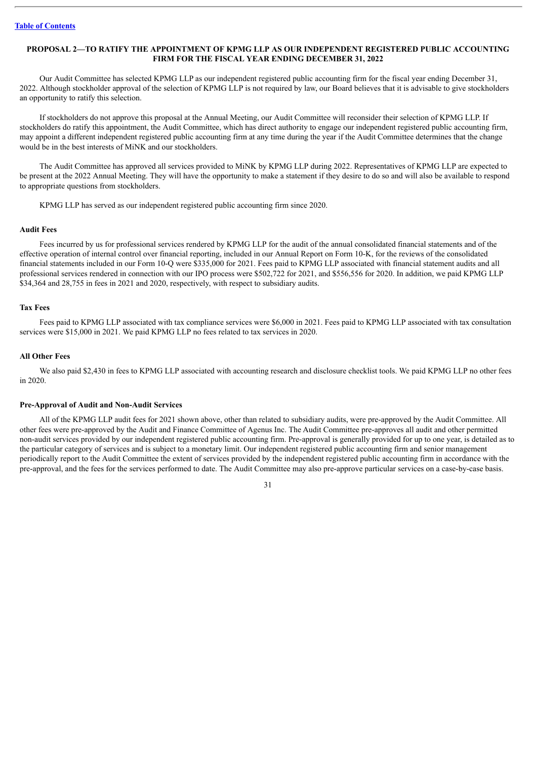## PROPOSAL 2—TO RATIFY THE APPOINTMENT OF KPMG LLP AS OUR INDEPENDENT REGISTERED PUBLIC ACCOUNTING FIRM FOR THE FISCAL YEAR ENDING DECEMBER 31, 2022

Our Audit Committee has selected KPMG LLP as our independent registered public accounting firm for the fiscal year ending December 31, 2022. Although stockholder approval of the selection of KPMG LLP is not required by law, our Board believes that it is advisable to give stockholders an opportunity to ratify this selection.

If stockholders do not approve this proposal at the Annual Meeting, our Audit Committee will reconsider their selection of KPMG LLP. If stockholders do ratify this appointment, the Audit Committee, which has direct authority to engage our independent registered public accounting firm, may appoint a different independent registered public accounting firm at any time during the year if the Audit Committee determines that the change would be in the best interests of MiNK and our stockholders.

The Audit Committee has approved all services provided to MiNK by KPMG LLP during 2022. Representatives of KPMG LLP are expected to be present at the 2022 Annual Meeting. They will have the opportunity to make a statement if they desire to do so and will also be available to respond to appropriate questions from stockholders.

KPMG LLP has served as our independent registered public accounting firm since 2020.

### Audit Fees

Fees incurred by us for professional services rendered by KPMG LLP for the audit of the annual consolidated financial statements and of the effective operation of internal control over financial reporting, included in our Annual Report on Form 10-K, for the reviews of the consolidated financial statements included in our Form 10-Q were $335,000 for 2021. Fees paid to KPMG LLP associated with financial statement audits and all professional services rendered in connection with our IPO process were $502,722 for 2021, and $556,556 for 2020. In addition, we paid KPMG LLP $34,364 and 28,755 in fees in 2021 and 2020, respectively, with respect to subsidiary audits.

### Tax Fees

Fees paid to KPMG LLP associated with tax compliance services were $6,000 in 2021. Fees paid to KPMG LLP associated with tax consultation services were $15,000 in 2021. We paid KPMG LLP no fees related to tax services in 2020.

### All Other Fees

We also paid $2,430 in fees to KPMG LLP associated with accounting research and disclosure checklist tools. We paid KPMG LLP no other fees in 2020.

### Pre-Approval of Audit and Non-Audit Services

All of the KPMG LLP audit fees for 2021 shown above, other than related to subsidiary audits, were pre-approved by the Audit Committee. All other fees were pre-approved by the Audit and Finance Committee of Agenus Inc. The Audit Committee pre-approves all audit and other permitted non-audit services provided by our independent registered public accounting firm. Pre-approval is generally provided for up to one year, is detailed as to the particular category of services and is subject to a monetary limit. Our independent registered public accounting firm and senior management periodically report to the Audit Committee the extent of services provided by the independent registered public accounting firm in accordance with the pre-approval, and the fees for the services performed to date. The Audit Committee may also pre-approve particular services on a case-by-case basis.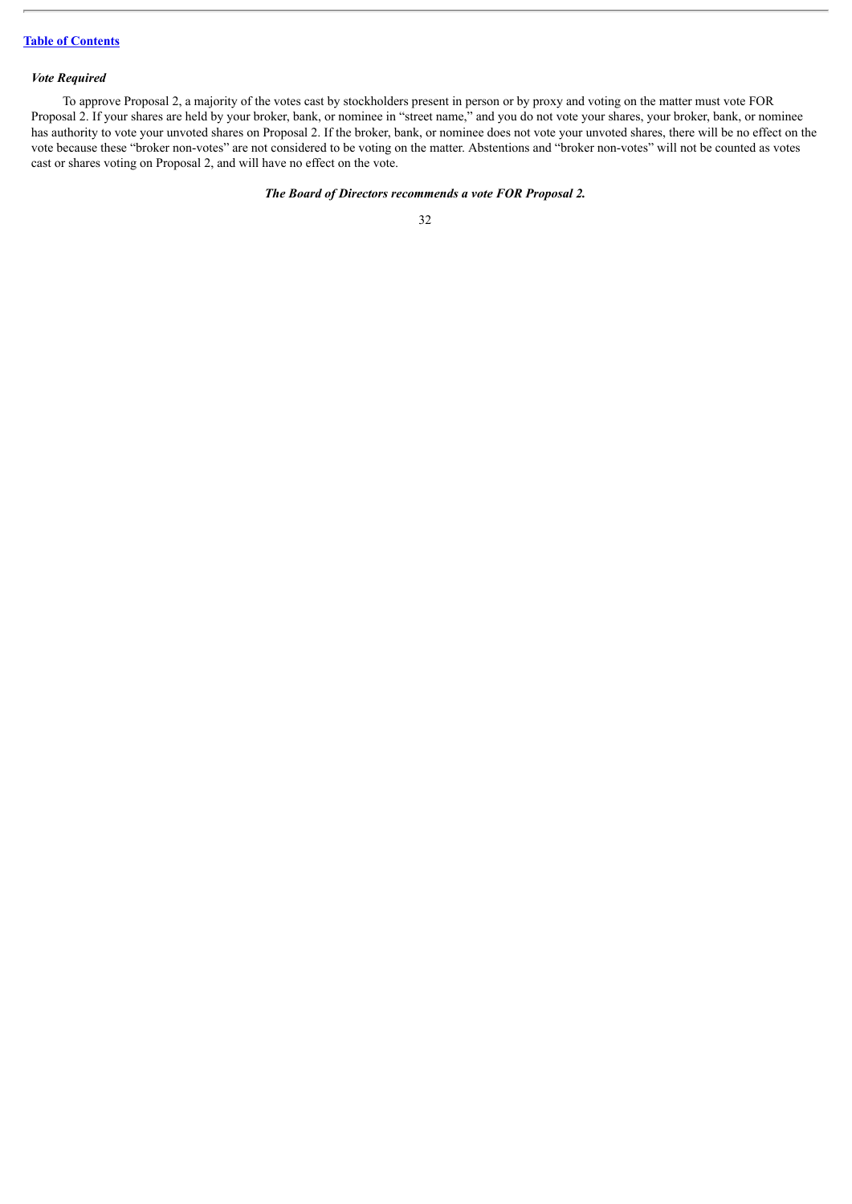***Vote Required***

To approve Proposal 2, a majority of the votes cast by stockholders present in person or by proxy and voting on the matter must vote FOR Proposal 2. If your shares are held by your broker, bank, or nominee in "street name," and you do not vote your shares, your broker, bank, or nominee has authority to vote your unvoted shares on Proposal 2. If the broker, bank, or nominee does not vote your unvoted shares, there will be no effect on the vote because these "broker non-votes" are not considered to be voting on the matter. Abstentions and "broker non-votes" will not be counted as votes cast or shares voting on Proposal 2, and will have no effect on the vote.

***The Board of Directors recommends a vote FOR Proposal 2.***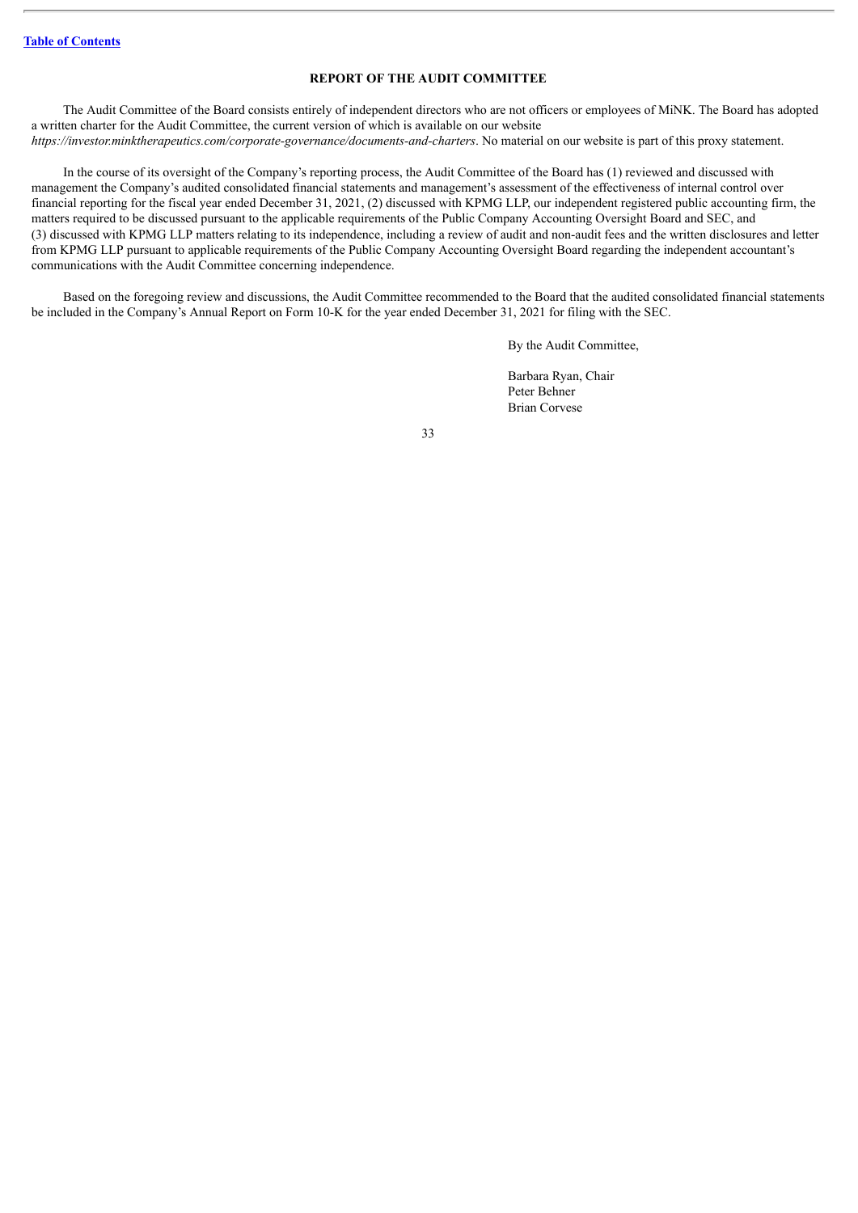## REPORT OF THE AUDIT COMMITTEE

The Audit Committee of the Board consists entirely of independent directors who are not officers or employees of MiNK. The Board has adopted a written charter for the Audit Committee, the current version of which is available on our website *https://investor.minktherapeutics.com/corporate-governance/documents-and-charters*. No material on our website is part of this proxy statement.

In the course of its oversight of the Company's reporting process, the Audit Committee of the Board has (1) reviewed and discussed with management the Company's audited consolidated financial statements and management's assessment of the effectiveness of internal control over financial reporting for the fiscal year ended December 31, 2021, (2) discussed with KPMG LLP, our independent registered public accounting firm, the matters required to be discussed pursuant to the applicable requirements of the Public Company Accounting Oversight Board and SEC, and (3) discussed with KPMG LLP matters relating to its independence, including a review of audit and non-audit fees and the written disclosures and letter from KPMG LLP pursuant to applicable requirements of the Public Company Accounting Oversight Board regarding the independent accountant's communications with the Audit Committee concerning independence.

Based on the foregoing review and discussions, the Audit Committee recommended to the Board that the audited consolidated financial statements be included in the Company's Annual Report on Form 10-K for the year ended December 31, 2021 for filing with the SEC.

By the Audit Committee,

Barbara Ryan, Chair
Peter Behner
Brian Corvese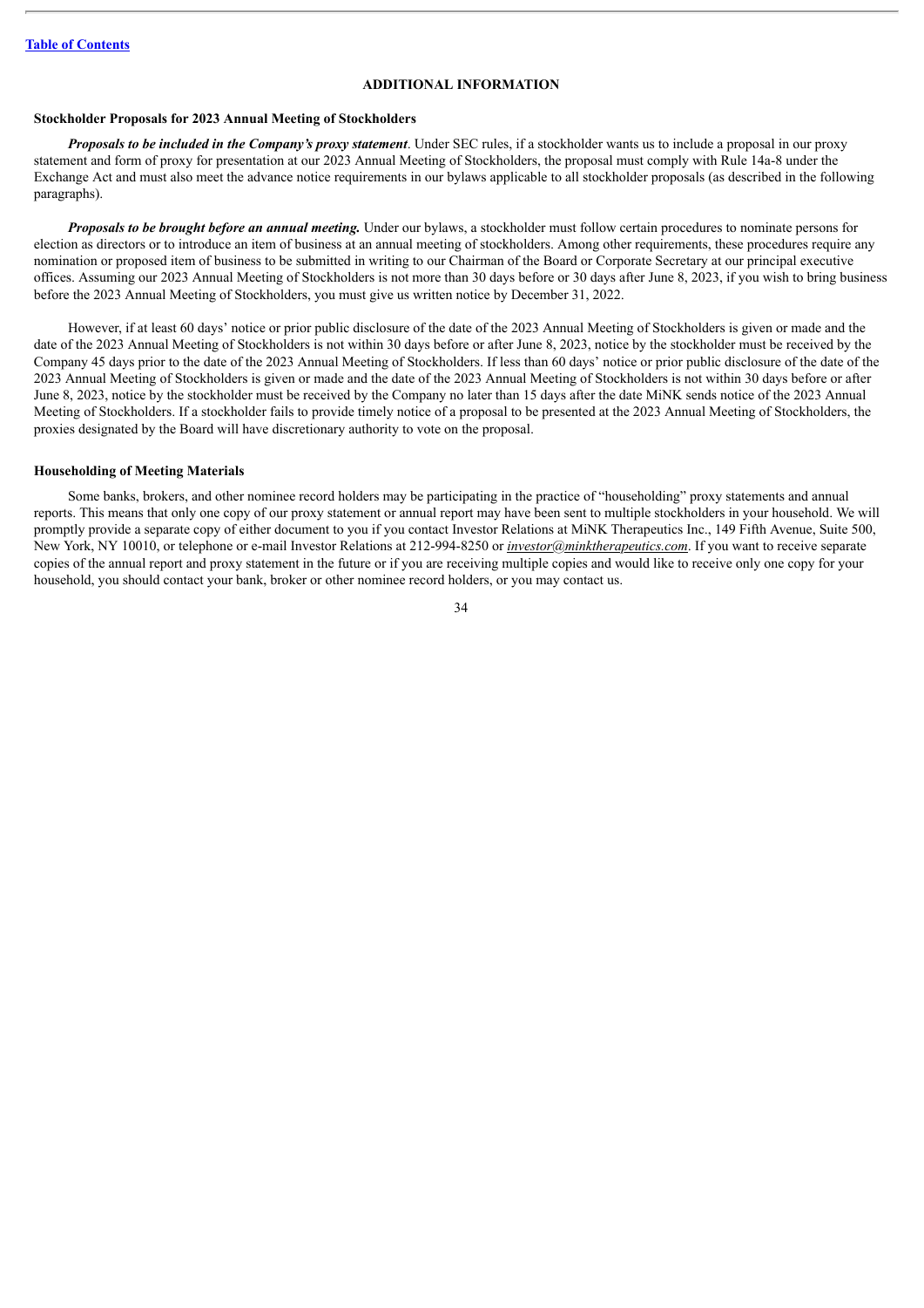## ADDITIONAL INFORMATION

### Stockholder Proposals for 2023 Annual Meeting of Stockholders

***Proposals to be included in the Company's proxy statement***. Under SEC rules, if a stockholder wants us to include a proposal in our proxy statement and form of proxy for presentation at our 2023 Annual Meeting of Stockholders, the proposal must comply with Rule 14a-8 under the Exchange Act and must also meet the advance notice requirements in our bylaws applicable to all stockholder proposals (as described in the following paragraphs).

***Proposals to be brought before an annual meeting.*** Under our bylaws, a stockholder must follow certain procedures to nominate persons for election as directors or to introduce an item of business at an annual meeting of stockholders. Among other requirements, these procedures require any nomination or proposed item of business to be submitted in writing to our Chairman of the Board or Corporate Secretary at our principal executive offices. Assuming our 2023 Annual Meeting of Stockholders is not more than 30 days before or 30 days after June 8, 2023, if you wish to bring business before the 2023 Annual Meeting of Stockholders, you must give us written notice by December 31, 2022.

However, if at least 60 days' notice or prior public disclosure of the date of the 2023 Annual Meeting of Stockholders is given or made and the date of the 2023 Annual Meeting of Stockholders is not within 30 days before or after June 8, 2023, notice by the stockholder must be received by the Company 45 days prior to the date of the 2023 Annual Meeting of Stockholders. If less than 60 days' notice or prior public disclosure of the date of the 2023 Annual Meeting of Stockholders is given or made and the date of the 2023 Annual Meeting of Stockholders is not within 30 days before or after June 8, 2023, notice by the stockholder must be received by the Company no later than 15 days after the date MiNK sends notice of the 2023 Annual Meeting of Stockholders. If a stockholder fails to provide timely notice of a proposal to be presented at the 2023 Annual Meeting of Stockholders, the proxies designated by the Board will have discretionary authority to vote on the proposal.

### Householding of Meeting Materials

Some banks, brokers, and other nominee record holders may be participating in the practice of "householding" proxy statements and annual reports. This means that only one copy of our proxy statement or annual report may have been sent to multiple stockholders in your household. We will promptly provide a separate copy of either document to you if you contact Investor Relations at MiNK Therapeutics Inc., 149 Fifth Avenue, Suite 500, New York, NY 10010, or telephone or e-mail Investor Relations at 212-994-8250 or *investor@minktherapeutics.com*. If you want to receive separate copies of the annual report and proxy statement in the future or if you are receiving multiple copies and would like to receive only one copy for your household, you should contact your bank, broker or other nominee record holders, or you may contact us.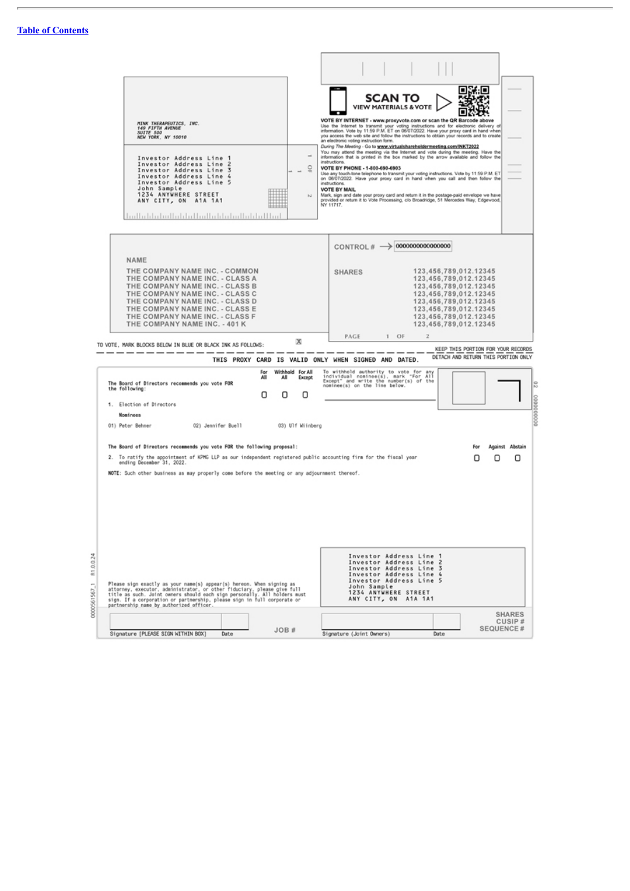[Table of Contents](#)

MINK THERAPEUTICS, INC.
149 FIFTH AVENUE
SUITE 500
NEW YORK, NY 10010

Investor Address Line 1
Investor Address Line 2
Investor Address Line 3
Investor Address Line 4
Investor Address Line 5
John Sample
1234 ANYWHERE STREET
ANY CITY, ON A1A 1A1

**SCAN TO VIEW MATERIALS & VOTE**

**VOTE BY INTERNET - www.proxyvote.com or scan the QR Barcode above**
Use the Internet to transmit your voting instructions and for electronic delivery of information. Vote by 11:59 P.M. ET on 06/07/2022. Have your proxy card in hand when you access the web site and follow the instructions to obtain your records and to create an electronic voting instruction form.

*During The Meeting* - Go to **www.virtualshareholdermeeting.com/INKT2022**
You may attend the meeting via the Internet and vote during the meeting. Have the information that is printed in the box marked by the arrow available and follow the instructions.

**VOTE BY PHONE - 1-800-690-6903**
Use any touch-tone telephone to transmit your voting instructions. Vote by 11:59 P.M. ET on 06/07/2022. Have your proxy card in hand when you call and then follow the instructions.

**VOTE BY MAIL**
Mark, sign and date your proxy card and return it in the postage-paid envelope we have provided or return it to Vote Processing, c/o Broadridge, 51 Mercedes Way, Edgewood, NY 11717.

CONTROL # → 0000000000000000

| NAME | SHARES |
|---|---|
| THE COMPANY NAME INC. - COMMON | 123,456,789,012.12345 |
| THE COMPANY NAME INC. - CLASS A | 123,456,789,012.12345 |
| THE COMPANY NAME INC. - CLASS B | 123,456,789,012.12345 |
| THE COMPANY NAME INC. - CLASS C | 123,456,789,012.12345 |
| THE COMPANY NAME INC. - CLASS D | 123,456,789,012.12345 |
| THE COMPANY NAME INC. - CLASS E | 123,456,789,012.12345 |
| THE COMPANY NAME INC. - CLASS F | 123,456,789,012.12345 |
| THE COMPANY NAME INC. - 401 K | 123,456,789,012.12345 |

PAGE 1 OF 2

TO VOTE, MARK BLOCKS BELOW IN BLUE OR BLACK INK AS FOLLOWS: ☒

KEEP THIS PORTION FOR YOUR RECORDS

DETACH AND RETURN THIS PORTION ONLY

THIS PROXY CARD IS VALID ONLY WHEN SIGNED AND DATED.

The Board of Directors recommends you vote FOR the following:

| | For All | Withhold All | For All Except |
|---|---|---|---|
| 1. Election of Directors | ☐ | ☐ | ☐ |

To withhold authority to vote for any individual nominee(s), mark "For All Except" and write the number(s) of the nominee(s) on the line below.

**Nominees**

01) Peter Behner 02) Jennifer Buell 03) Ulf Wiinberg

The Board of Directors recommends you vote FOR the following proposal:

| | For | Against | Abstain |
|---|---|---|---|
| 2. To ratify the appointment of KPMG LLP as our independent registered public accounting firm for the fiscal year ending December 31, 2022. | ☐ | ☐ | ☐ |

**NOTE:** Such other business as may properly come before the meeting or any adjournment thereof.

Please sign exactly as your name(s) appear(s) hereon. When signing as attorney, executor, administrator, or other fiduciary, please give full title as such. Joint owners should each sign personally. All holders must sign. If a corporation or partnership, please sign in full corporate or partnership name by authorized officer.

Investor Address Line 1
Investor Address Line 2
Investor Address Line 3
Investor Address Line 4
Investor Address Line 5
John Sample
1234 ANYWHERE STREET
ANY CITY, ON A1A 1A1

SHARES
CUSIP #
SEQUENCE #

JOB #

Signature [PLEASE SIGN WITHIN BOX] Date

Signature (Joint Owners) Date

0000561567_1 R1.0.0.24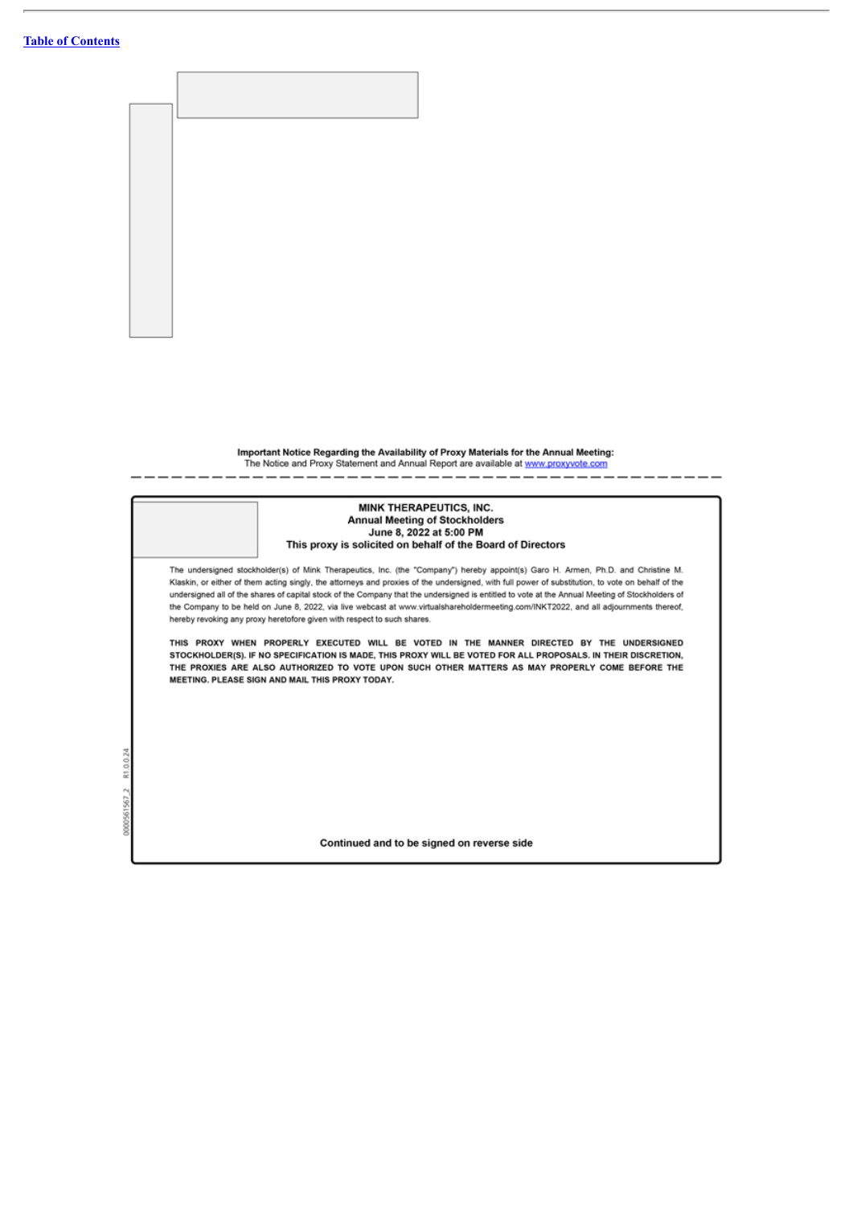[Table of Contents](#)

**Important Notice Regarding the Availability of Proxy Materials for the Annual Meeting:**
The Notice and Proxy Statement and Annual Report are available at [www.proxyvote.com](http://www.proxyvote.com)

**MINK THERAPEUTICS, INC.**
**Annual Meeting of Stockholders**
**June 8, 2022 at 5:00 PM**
**This proxy is solicited on behalf of the Board of Directors**

The undersigned stockholder(s) of Mink Therapeutics, Inc. (the "Company") hereby appoint(s) Garo H. Armen, Ph.D. and Christine M. Klaskin, or either of them acting singly, the attorneys and proxies of the undersigned, with full power of substitution, to vote on behalf of the undersigned all of the shares of capital stock of the Company that the undersigned is entitled to vote at the Annual Meeting of Stockholders of the Company to be held on June 8, 2022, via live webcast at www.virtualshareholdermeeting.com/INKT2022, and all adjournments thereof, hereby revoking any proxy heretofore given with respect to such shares.

**THIS PROXY WHEN PROPERLY EXECUTED WILL BE VOTED IN THE MANNER DIRECTED BY THE UNDERSIGNED STOCKHOLDER(S). IF NO SPECIFICATION IS MADE, THIS PROXY WILL BE VOTED FOR ALL PROPOSALS. IN THEIR DISCRETION, THE PROXIES ARE ALSO AUTHORIZED TO VOTE UPON SUCH OTHER MATTERS AS MAY PROPERLY COME BEFORE THE MEETING. PLEASE SIGN AND MAIL THIS PROXY TODAY.**

0000561567_2 R1.0.0.24

**Continued and to be signed on reverse side**